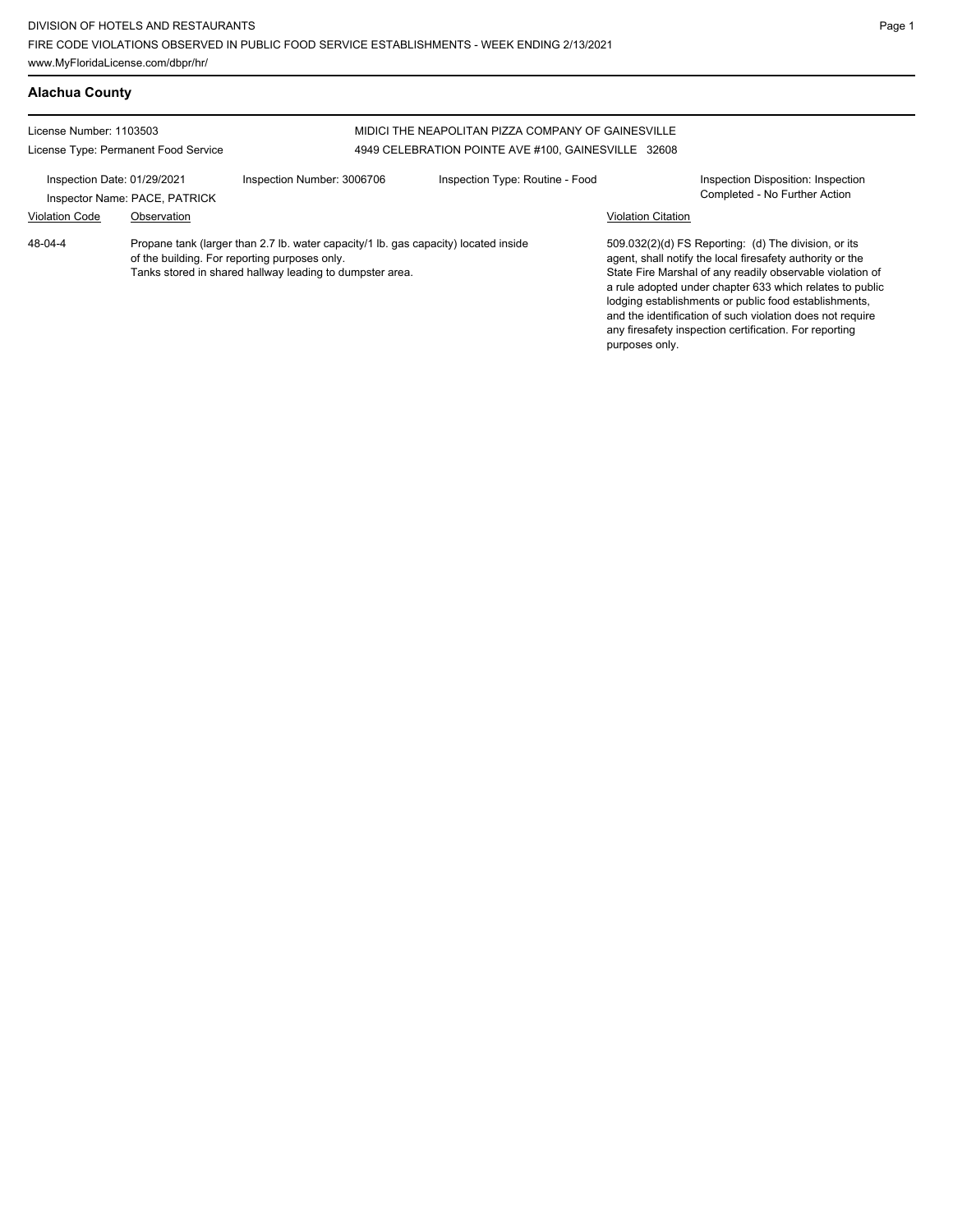DIVISION OF HOTELS AND RESTAURANTS
FIRE CODE VIOLATIONS OBSERVED IN PUBLIC FOOD SERVICE ESTABLISHMENTS - WEEK ENDING 2/13/2021
www.MyFloridaLicense.com/dbpr/hr/

## Alachua County

License Number: 1103503
License Type: Permanent Food Service

MIDICI THE NEAPOLITAN PIZZA COMPANY OF GAINESVILLE
4949 CELEBRATION POINTE AVE #100, GAINESVILLE 32608

Inspection Date: 01/29/2021
Inspector Name: PACE, PATRICK
Inspection Number: 3006706
Inspection Type: Routine - Food
Inspection Disposition: Inspection Completed - No Further Action

| Violation Code | Observation | Violation Citation |
|---|---|---|
| 48-04-4 | Propane tank (larger than 2.7 lb. water capacity/1 lb. gas capacity) located inside of the building. For reporting purposes only. Tanks stored in shared hallway leading to dumpster area. | 509.032(2)(d) FS Reporting: (d) The division, or its agent, shall notify the local firesafety authority or the State Fire Marshal of any readily observable violation of a rule adopted under chapter 633 which relates to public lodging establishments or public food establishments, and the identification of such violation does not require any firesafety inspection certification. For reporting purposes only. |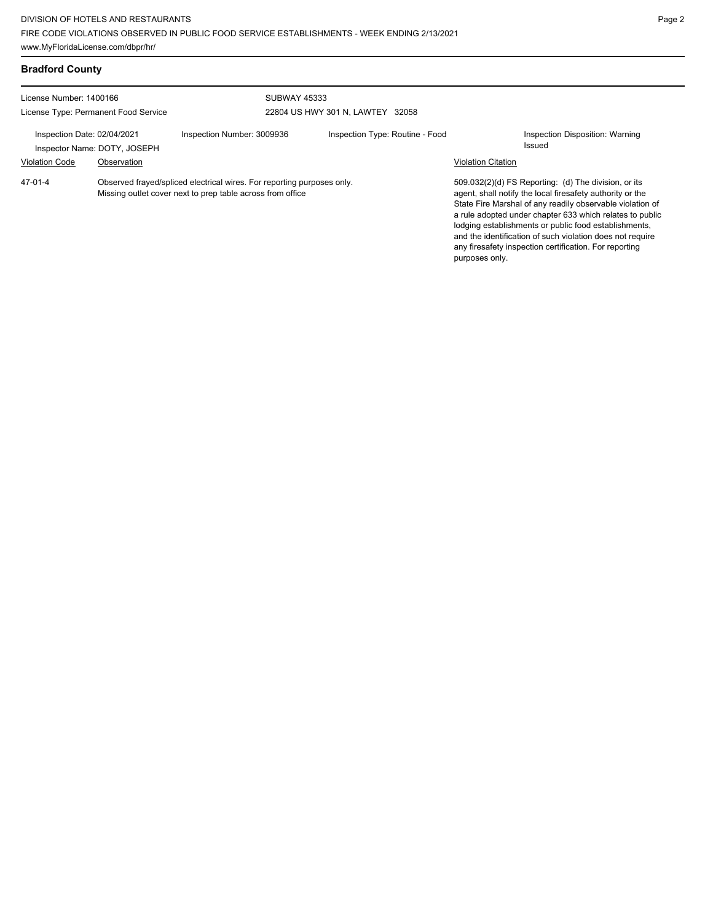## Bradford County

License Number: 1400166

License Type: Permanent Food Service

SUBWAY 45333

22804 US HWY 301 N, LAWTEY 32058

Inspection Date: 02/04/2021

Inspector Name: DOTY, JOSEPH

Inspection Number: 3009936

Inspection Type: Routine - Food

Inspection Disposition: Warning Issued

| Violation Code | Observation | Violation Citation |
| --- | --- | --- |
| 47-01-4 | Observed frayed/spliced electrical wires. For reporting purposes only. Missing outlet cover next to prep table across from office | 509.032(2)(d) FS Reporting: (d) The division, or its agent, shall notify the local firesafety authority or the State Fire Marshal of any readily observable violation of a rule adopted under chapter 633 which relates to public lodging establishments or public food establishments, and the identification of such violation does not require any firesafety inspection certification. For reporting purposes only. |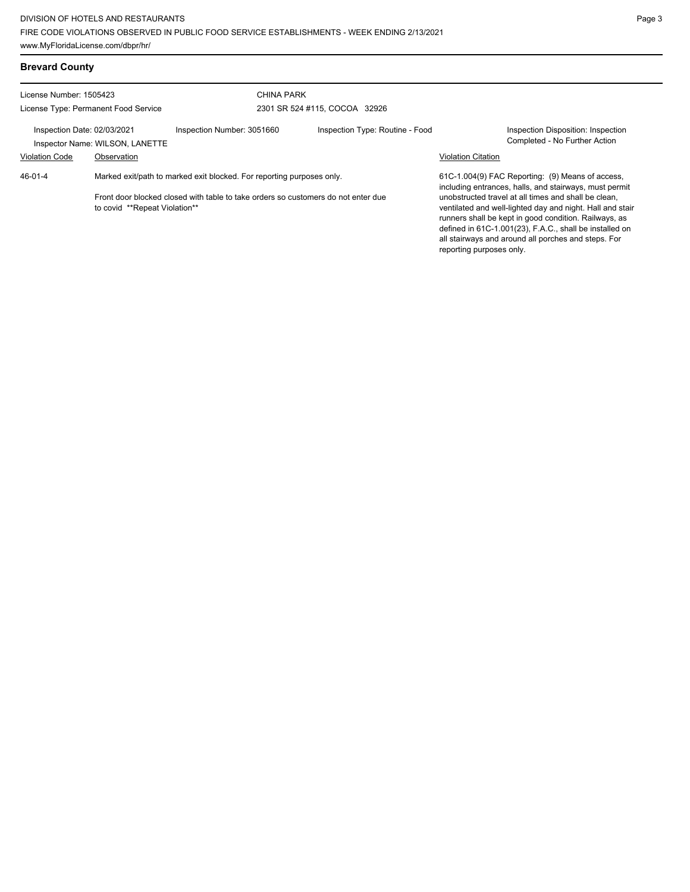## Brevard County

License Number: 1505423
License Type: Permanent Food Service

CHINA PARK
2301 SR 524 #115, COCOA 32926

Inspection Date: 02/03/2021
Inspector Name: WILSON, LANETTE
Inspection Number: 3051660
Inspection Type: Routine - Food
Inspection Disposition: Inspection Completed - No Further Action

| Violation Code | Observation | Violation Citation |
| --- | --- | --- |
| 46-01-4 | Marked exit/path to marked exit blocked. For reporting purposes only.<br><br>Front door blocked closed with table to take orders so customers do not enter due to covid **Repeat Violation** | 61C-1.004(9) FAC Reporting: (9) Means of access, including entrances, halls, and stairways, must permit unobstructed travel at all times and shall be clean, ventilated and well-lighted day and night. Hall and stair runners shall be kept in good condition. Railways, as defined in 61C-1.001(23), F.A.C., shall be installed on all stairways and around all porches and steps. For reporting purposes only. |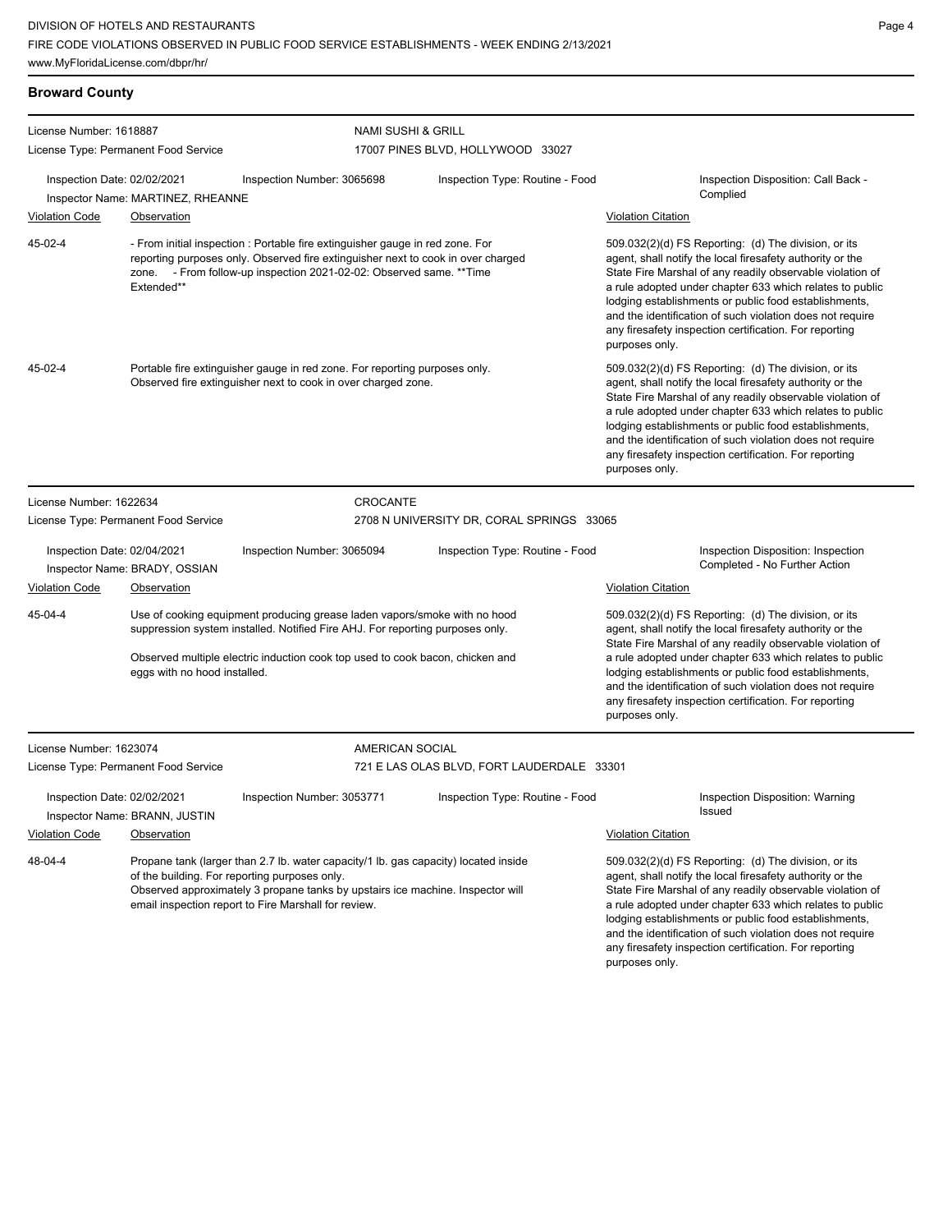## Broward County

**License Number:** 1618887
**License Type:** Permanent Food Service
**NAMI SUSHI & GRILL**
17007 PINES BLVD, HOLLYWOOD 33027

**Inspection Date:** 02/02/2021 | **Inspection Number:** 3065698 | **Inspection Type:** Routine - Food | **Inspection Disposition:** Call Back - Complied
**Inspector Name:** MARTINEZ, RHEANNE

| Violation Code | Observation | Violation Citation |
| --- | --- | --- |
| 45-02-4 | - From initial inspection : Portable fire extinguisher gauge in red zone. For reporting purposes only. Observed fire extinguisher next to cook in over charged zone. - From follow-up inspection 2021-02-02: Observed same. **Time Extended** | 509.032(2)(d) FS Reporting: (d) The division, or its agent, shall notify the local firesafety authority or the State Fire Marshal of any readily observable violation of a rule adopted under chapter 633 which relates to public lodging establishments or public food establishments, and the identification of such violation does not require any firesafety inspection certification. For reporting purposes only. |
| 45-02-4 | Portable fire extinguisher gauge in red zone. For reporting purposes only. Observed fire extinguisher next to cook in over charged zone. | 509.032(2)(d) FS Reporting: (d) The division, or its agent, shall notify the local firesafety authority or the State Fire Marshal of any readily observable violation of a rule adopted under chapter 633 which relates to public lodging establishments or public food establishments, and the identification of such violation does not require any firesafety inspection certification. For reporting purposes only. |

**License Number:** 1622634
**License Type:** Permanent Food Service
**CROCANTE**
2708 N UNIVERSITY DR, CORAL SPRINGS 33065

**Inspection Date:** 02/04/2021 | **Inspection Number:** 3065094 | **Inspection Type:** Routine - Food | **Inspection Disposition:** Inspection Completed - No Further Action
**Inspector Name:** BRADY, OSSIAN

| Violation Code | Observation | Violation Citation |
| --- | --- | --- |
| 45-04-4 | Use of cooking equipment producing grease laden vapors/smoke with no hood suppression system installed. Notified Fire AHJ. For reporting purposes only. Observed multiple electric induction cook top used to cook bacon, chicken and eggs with no hood installed. | 509.032(2)(d) FS Reporting: (d) The division, or its agent, shall notify the local firesafety authority or the State Fire Marshal of any readily observable violation of a rule adopted under chapter 633 which relates to public lodging establishments or public food establishments, and the identification of such violation does not require any firesafety inspection certification. For reporting purposes only. |

**License Number:** 1623074
**License Type:** Permanent Food Service
**AMERICAN SOCIAL**
721 E LAS OLAS BLVD, FORT LAUDERDALE 33301

**Inspection Date:** 02/02/2021 | **Inspection Number:** 3053771 | **Inspection Type:** Routine - Food | **Inspection Disposition:** Warning Issued
**Inspector Name:** BRANN, JUSTIN

| Violation Code | Observation | Violation Citation |
| --- | --- | --- |
| 48-04-4 | Propane tank (larger than 2.7 lb. water capacity/1 lb. gas capacity) located inside of the building. For reporting purposes only. Observed approximately 3 propane tanks by upstairs ice machine. Inspector will email inspection report to Fire Marshall for review. | 509.032(2)(d) FS Reporting: (d) The division, or its agent, shall notify the local firesafety authority or the State Fire Marshal of any readily observable violation of a rule adopted under chapter 633 which relates to public lodging establishments or public food establishments, and the identification of such violation does not require any firesafety inspection certification. For reporting purposes only. |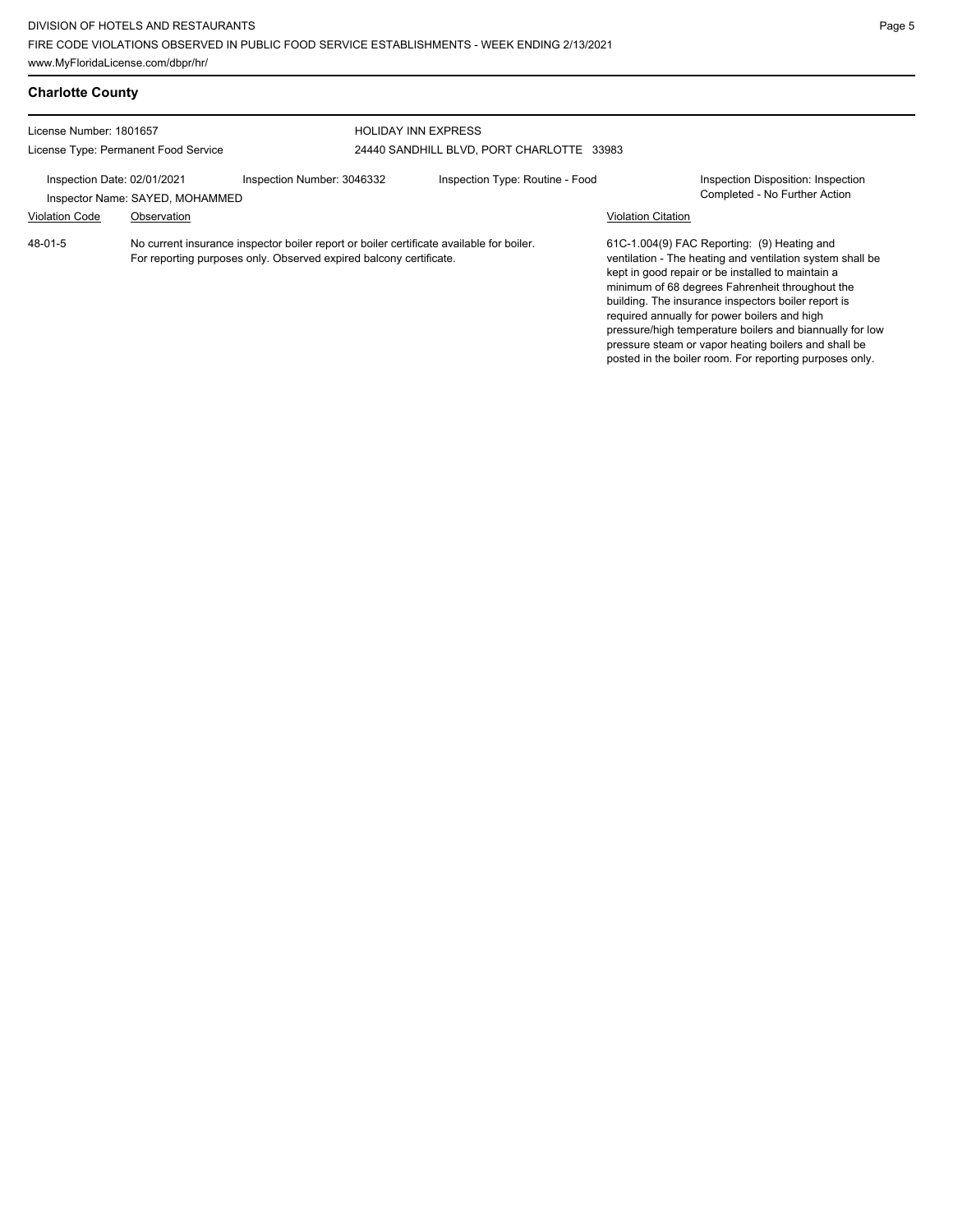## Charlotte County

License Number: 1801657
License Type: Permanent Food Service

HOLIDAY INN EXPRESS
24440 SANDHILL BLVD, PORT CHARLOTTE 33983

Inspection Date: 02/01/2021
Inspector Name: SAYED, MOHAMMED
Inspection Number: 3046332
Inspection Type: Routine - Food
Inspection Disposition: Inspection Completed - No Further Action

| Violation Code | Observation | Violation Citation |
| --- | --- | --- |
| 48-01-5 | No current insurance inspector boiler report or boiler certificate available for boiler. For reporting purposes only. Observed expired balcony certificate. | 61C-1.004(9) FAC Reporting: (9) Heating and ventilation - The heating and ventilation system shall be kept in good repair or be installed to maintain a minimum of 68 degrees Fahrenheit throughout the building. The insurance inspectors boiler report is required annually for power boilers and high pressure/high temperature boilers and biannually for low pressure steam or vapor heating boilers and shall be posted in the boiler room. For reporting purposes only. |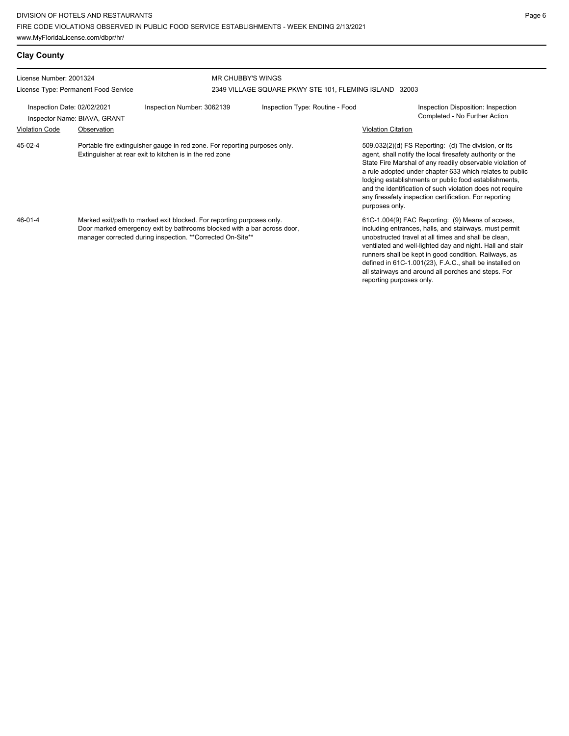## Clay County

| License Number: 2001324 | | MR CHUBBY'S WINGS | |
|---|---|---|---|
| License Type: Permanent Food Service | | 2349 VILLAGE SQUARE PKWY STE 101, FLEMING ISLAND 32003 | |
| Inspection Date: 02/02/2021 | Inspection Number: 3062139 | Inspection Type: Routine - Food | Inspection Disposition: Inspection Completed - No Further Action |
| Inspector Name: BIAVA, GRANT | | | |

| Violation Code | Observation | Violation Citation |
|---|---|---|
| 45-02-4 | Portable fire extinguisher gauge in red zone. For reporting purposes only. Extinguisher at rear exit to kitchen is in the red zone | 509.032(2)(d) FS Reporting: (d) The division, or its agent, shall notify the local firesafety authority or the State Fire Marshal of any readily observable violation of a rule adopted under chapter 633 which relates to public lodging establishments or public food establishments, and the identification of such violation does not require any firesafety inspection certification. For reporting purposes only. |
| 46-01-4 | Marked exit/path to marked exit blocked. For reporting purposes only. Door marked emergency exit by bathrooms blocked with a bar across door, manager corrected during inspection. **Corrected On-Site** | 61C-1.004(9) FAC Reporting: (9) Means of access, including entrances, halls, and stairways, must permit unobstructed travel at all times and shall be clean, ventilated and well-lighted day and night. Hall and stair runners shall be kept in good condition. Railways, as defined in 61C-1.001(23), F.A.C., shall be installed on all stairways and around all porches and steps. For reporting purposes only. |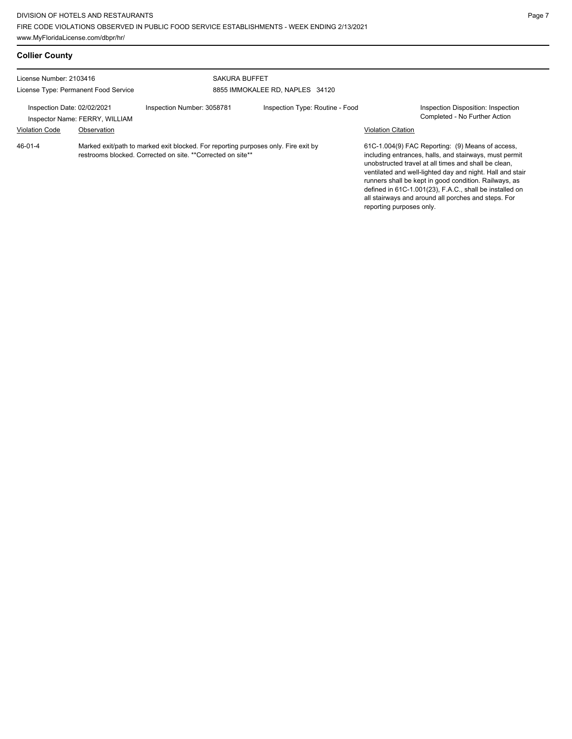## Collier County

License Number: 2103416

License Type: Permanent Food Service

SAKURA BUFFET

8855 IMMOKALEE RD, NAPLES 34120

Inspection Date: 02/02/2021

Inspector Name: FERRY, WILLIAM

Inspection Number: 3058781

Inspection Type: Routine - Food

Inspection Disposition: Inspection Completed - No Further Action

| Violation Code | Observation | Violation Citation |
|---|---|---|
| 46-01-4 | Marked exit/path to marked exit blocked. For reporting purposes only. Fire exit by restrooms blocked. Corrected on site. **Corrected on site** | 61C-1.004(9) FAC Reporting: (9) Means of access, including entrances, halls, and stairways, must permit unobstructed travel at all times and shall be clean, ventilated and well-lighted day and night. Hall and stair runners shall be kept in good condition. Railways, as defined in 61C-1.001(23), F.A.C., shall be installed on all stairways and around all porches and steps. For reporting purposes only. |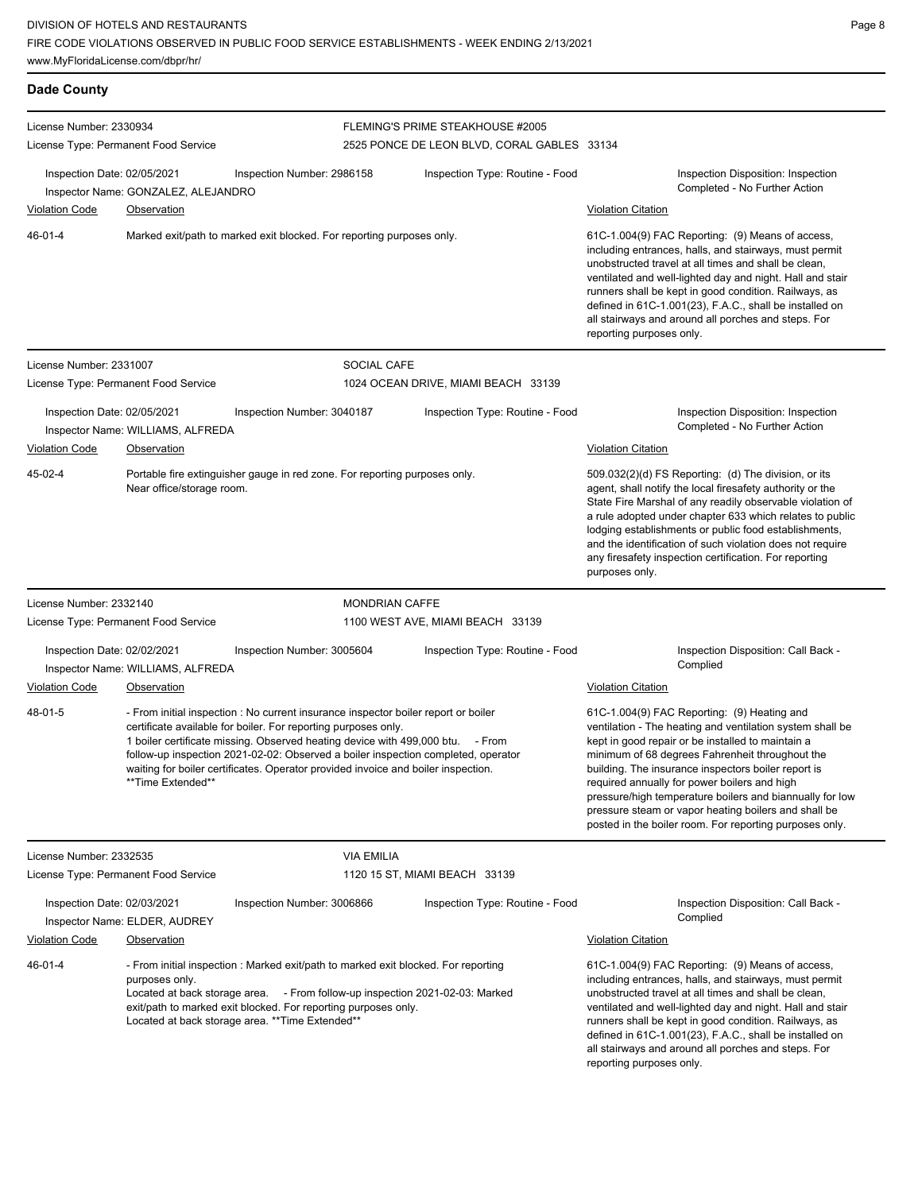## Dade County

**License Number:** 2330934
**License Type:** Permanent Food Service
**FLEMING'S PRIME STEAKHOUSE #2005**
2525 PONCE DE LEON BLVD, CORAL GABLES 33134

Inspection Date: 02/05/2021 | Inspection Number: 2986158 | Inspection Type: Routine - Food | Inspection Disposition: Inspection Completed - No Further Action
Inspector Name: GONZALEZ, ALEJANDRO

| Violation Code | Observation | Violation Citation |
| --- | --- | --- |
| 46-01-4 | Marked exit/path to marked exit blocked. For reporting purposes only. | 61C-1.004(9) FAC Reporting: (9) Means of access, including entrances, halls, and stairways, must permit unobstructed travel at all times and shall be clean, ventilated and well-lighted day and night. Hall and stair runners shall be kept in good condition. Railways, as defined in 61C-1.001(23), F.A.C., shall be installed on all stairways and around all porches and steps. For reporting purposes only. |

**License Number:** 2331007
**License Type:** Permanent Food Service
**SOCIAL CAFE**
1024 OCEAN DRIVE, MIAMI BEACH 33139

Inspection Date: 02/05/2021 | Inspection Number: 3040187 | Inspection Type: Routine - Food | Inspection Disposition: Inspection Completed - No Further Action
Inspector Name: WILLIAMS, ALFREDA

| Violation Code | Observation | Violation Citation |
| --- | --- | --- |
| 45-02-4 | Portable fire extinguisher gauge in red zone. For reporting purposes only. Near office/storage room. | 509.032(2)(d) FS Reporting: (d) The division, or its agent, shall notify the local firesafety authority or the State Fire Marshal of any readily observable violation of a rule adopted under chapter 633 which relates to public lodging establishments or public food establishments, and the identification of such violation does not require any firesafety inspection certification. For reporting purposes only. |

**License Number:** 2332140
**License Type:** Permanent Food Service
**MONDRIAN CAFFE**
1100 WEST AVE, MIAMI BEACH 33139

Inspection Date: 02/02/2021 | Inspection Number: 3005604 | Inspection Type: Routine - Food | Inspection Disposition: Call Back - Complied
Inspector Name: WILLIAMS, ALFREDA

| Violation Code | Observation | Violation Citation |
| --- | --- | --- |
| 48-01-5 | - From initial inspection : No current insurance inspector boiler report or boiler certificate available for boiler. For reporting purposes only. 1 boiler certificate missing. Observed heating device with 499,000 btu. - From follow-up inspection 2021-02-02: Observed a boiler inspection completed, operator waiting for boiler certificates. Operator provided invoice and boiler inspection. **Time Extended** | 61C-1.004(9) FAC Reporting: (9) Heating and ventilation - The heating and ventilation system shall be kept in good repair or be installed to maintain a minimum of 68 degrees Fahrenheit throughout the building. The insurance inspectors boiler report is required annually for power boilers and high pressure/high temperature boilers and biannually for low pressure steam or vapor heating boilers and shall be posted in the boiler room. For reporting purposes only. |

**License Number:** 2332535
**License Type:** Permanent Food Service
**VIA EMILIA**
1120 15 ST, MIAMI BEACH 33139

Inspection Date: 02/03/2021 | Inspection Number: 3006866 | Inspection Type: Routine - Food | Inspection Disposition: Call Back - Complied
Inspector Name: ELDER, AUDREY

| Violation Code | Observation | Violation Citation |
| --- | --- | --- |
| 46-01-4 | - From initial inspection : Marked exit/path to marked exit blocked. For reporting purposes only. Located at back storage area. - From follow-up inspection 2021-02-03: Marked exit/path to marked exit blocked. For reporting purposes only. Located at back storage area. **Time Extended** | 61C-1.004(9) FAC Reporting: (9) Means of access, including entrances, halls, and stairways, must permit unobstructed travel at all times and shall be clean, ventilated and well-lighted day and night. Hall and stair runners shall be kept in good condition. Railways, as defined in 61C-1.001(23), F.A.C., shall be installed on all stairways and around all porches and steps. For reporting purposes only. |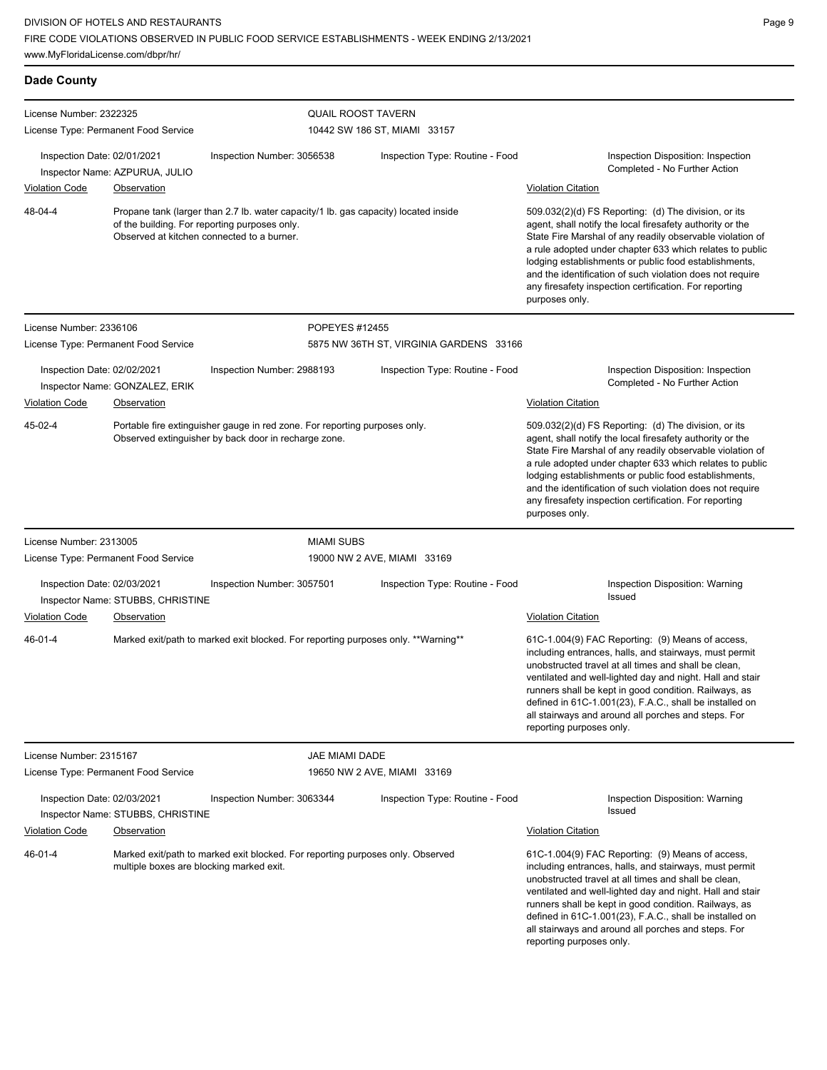## Dade County

**License Number:** 2322325
**License Type:** Permanent Food Service
**QUAIL ROOST TAVERN**
10442 SW 186 ST, MIAMI 33157

**Inspection Date:** 02/01/2021
**Inspection Number:** 3056538
**Inspection Type:** Routine - Food
**Inspector Name:** AZPURUA, JULIO
**Inspection Disposition:** Inspection Completed - No Further Action

| Violation Code | Observation | Violation Citation |
|---|---|---|
| 48-04-4 | Propane tank (larger than 2.7 lb. water capacity/1 lb. gas capacity) located inside of the building. For reporting purposes only. Observed at kitchen connected to a burner. | 509.032(2)(d) FS Reporting: (d) The division, or its agent, shall notify the local firesafety authority or the State Fire Marshal of any readily observable violation of a rule adopted under chapter 633 which relates to public lodging establishments or public food establishments, and the identification of such violation does not require any firesafety inspection certification. For reporting purposes only. |

---

**License Number:** 2336106
**License Type:** Permanent Food Service
**POPEYES #12455**
5875 NW 36TH ST, VIRGINIA GARDENS 33166

**Inspection Date:** 02/02/2021
**Inspection Number:** 2988193
**Inspection Type:** Routine - Food
**Inspector Name:** GONZALEZ, ERIK
**Inspection Disposition:** Inspection Completed - No Further Action

| Violation Code | Observation | Violation Citation |
|---|---|---|
| 45-02-4 | Portable fire extinguisher gauge in red zone. For reporting purposes only. Observed extinguisher by back door in recharge zone. | 509.032(2)(d) FS Reporting: (d) The division, or its agent, shall notify the local firesafety authority or the State Fire Marshal of any readily observable violation of a rule adopted under chapter 633 which relates to public lodging establishments or public food establishments, and the identification of such violation does not require any firesafety inspection certification. For reporting purposes only. |

---

**License Number:** 2313005
**License Type:** Permanent Food Service
**MIAMI SUBS**
19000 NW 2 AVE, MIAMI 33169

**Inspection Date:** 02/03/2021
**Inspection Number:** 3057501
**Inspection Type:** Routine - Food
**Inspector Name:** STUBBS, CHRISTINE
**Inspection Disposition:** Warning Issued

| Violation Code | Observation | Violation Citation |
|---|---|---|
| 46-01-4 | Marked exit/path to marked exit blocked. For reporting purposes only. **Warning** | 61C-1.004(9) FAC Reporting: (9) Means of access, including entrances, halls, and stairways, must permit unobstructed travel at all times and shall be clean, ventilated and well-lighted day and night. Hall and stair runners shall be kept in good condition. Railways, as defined in 61C-1.001(23), F.A.C., shall be installed on all stairways and around all porches and steps. For reporting purposes only. |

---

**License Number:** 2315167
**License Type:** Permanent Food Service
**JAE MIAMI DADE**
19650 NW 2 AVE, MIAMI 33169

**Inspection Date:** 02/03/2021
**Inspection Number:** 3063344
**Inspection Type:** Routine - Food
**Inspector Name:** STUBBS, CHRISTINE
**Inspection Disposition:** Warning Issued

| Violation Code | Observation | Violation Citation |
|---|---|---|
| 46-01-4 | Marked exit/path to marked exit blocked. For reporting purposes only. Observed multiple boxes are blocking marked exit. | 61C-1.004(9) FAC Reporting: (9) Means of access, including entrances, halls, and stairways, must permit unobstructed travel at all times and shall be clean, ventilated and well-lighted day and night. Hall and stair runners shall be kept in good condition. Railways, as defined in 61C-1.001(23), F.A.C., shall be installed on all stairways and around all porches and steps. For reporting purposes only. |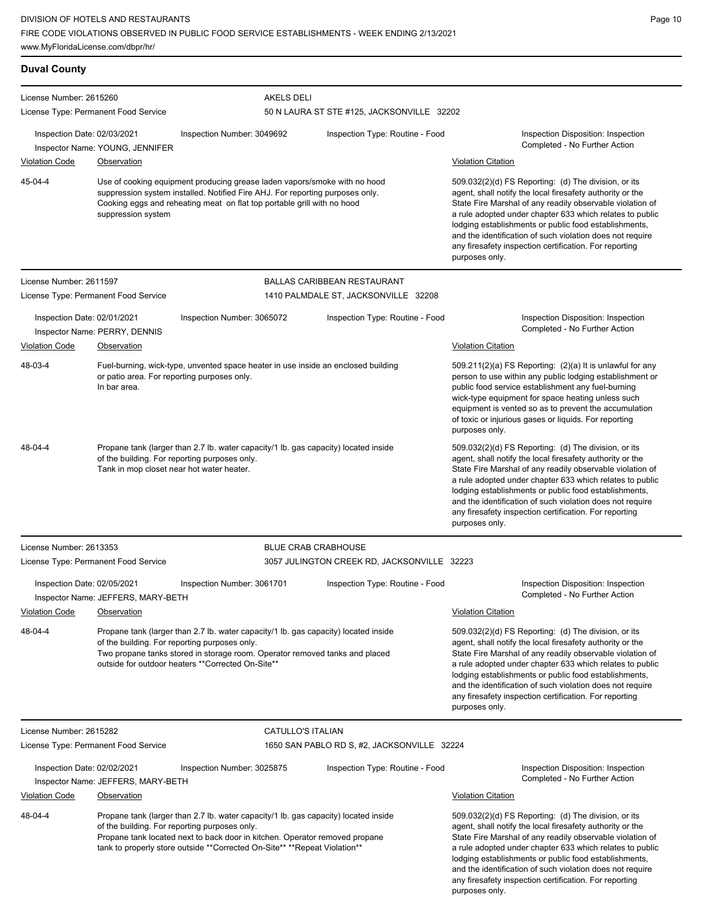## Duval County

**License Number:** 2615260
**License Type:** Permanent Food Service

**AKELS DELI**
50 N LAURA ST STE #125, JACKSONVILLE 32202

Inspection Date: 02/03/2021 | Inspection Number: 3049692 | Inspection Type: Routine - Food | Inspection Disposition: Inspection Completed - No Further Action
Inspector Name: YOUNG, JENNIFER

| Violation Code | Observation | Violation Citation |
|---|---|---|
| 45-04-4 | Use of cooking equipment producing grease laden vapors/smoke with no hood suppression system installed. Notified Fire AHJ. For reporting purposes only. Cooking eggs and reheating meat on flat top portable grill with no hood suppression system | 509.032(2)(d) FS Reporting: (d) The division, or its agent, shall notify the local firesafety authority or the State Fire Marshal of any readily observable violation of a rule adopted under chapter 633 which relates to public lodging establishments or public food establishments, and the identification of such violation does not require any firesafety inspection certification. For reporting purposes only. |

---

**License Number:** 2611597
**License Type:** Permanent Food Service

**BALLAS CARIBBEAN RESTAURANT**
1410 PALMDALE ST, JACKSONVILLE 32208

Inspection Date: 02/01/2021 | Inspection Number: 3065072 | Inspection Type: Routine - Food | Inspection Disposition: Inspection Completed - No Further Action
Inspector Name: PERRY, DENNIS

| Violation Code | Observation | Violation Citation |
|---|---|---|
| 48-03-4 | Fuel-burning, wick-type, unvented space heater in use inside an enclosed building or patio area. For reporting purposes only. In bar area. | 509.211(2)(a) FS Reporting: (2)(a) It is unlawful for any person to use within any public lodging establishment or public food service establishment any fuel-burning wick-type equipment for space heating unless such equipment is vented so as to prevent the accumulation of toxic or injurious gases or liquids. For reporting purposes only. |
| 48-04-4 | Propane tank (larger than 2.7 lb. water capacity/1 lb. gas capacity) located inside of the building. For reporting purposes only. Tank in mop closet near hot water heater. | 509.032(2)(d) FS Reporting: (d) The division, or its agent, shall notify the local firesafety authority or the State Fire Marshal of any readily observable violation of a rule adopted under chapter 633 which relates to public lodging establishments or public food establishments, and the identification of such violation does not require any firesafety inspection certification. For reporting purposes only. |

---

**License Number:** 2613353
**License Type:** Permanent Food Service

**BLUE CRAB CRABHOUSE**
3057 JULINGTON CREEK RD, JACKSONVILLE 32223

Inspection Date: 02/05/2021 | Inspection Number: 3061701 | Inspection Type: Routine - Food | Inspection Disposition: Inspection Completed - No Further Action
Inspector Name: JEFFERS, MARY-BETH

| Violation Code | Observation | Violation Citation |
|---|---|---|
| 48-04-4 | Propane tank (larger than 2.7 lb. water capacity/1 lb. gas capacity) located inside of the building. For reporting purposes only. Two propane tanks stored in storage room. Operator removed tanks and placed outside for outdoor heaters **Corrected On-Site** | 509.032(2)(d) FS Reporting: (d) The division, or its agent, shall notify the local firesafety authority or the State Fire Marshal of any readily observable violation of a rule adopted under chapter 633 which relates to public lodging establishments or public food establishments, and the identification of such violation does not require any firesafety inspection certification. For reporting purposes only. |

---

**License Number:** 2615282
**License Type:** Permanent Food Service

**CATULLO'S ITALIAN**
1650 SAN PABLO RD S, #2, JACKSONVILLE 32224

Inspection Date: 02/02/2021 | Inspection Number: 3025875 | Inspection Type: Routine - Food | Inspection Disposition: Inspection Completed - No Further Action
Inspector Name: JEFFERS, MARY-BETH

| Violation Code | Observation | Violation Citation |
|---|---|---|
| 48-04-4 | Propane tank (larger than 2.7 lb. water capacity/1 lb. gas capacity) located inside of the building. For reporting purposes only. Propane tank located next to back door in kitchen. Operator removed propane tank to properly store outside **Corrected On-Site** **Repeat Violation** | 509.032(2)(d) FS Reporting: (d) The division, or its agent, shall notify the local firesafety authority or the State Fire Marshal of any readily observable violation of a rule adopted under chapter 633 which relates to public lodging establishments or public food establishments, and the identification of such violation does not require any firesafety inspection certification. For reporting purposes only. |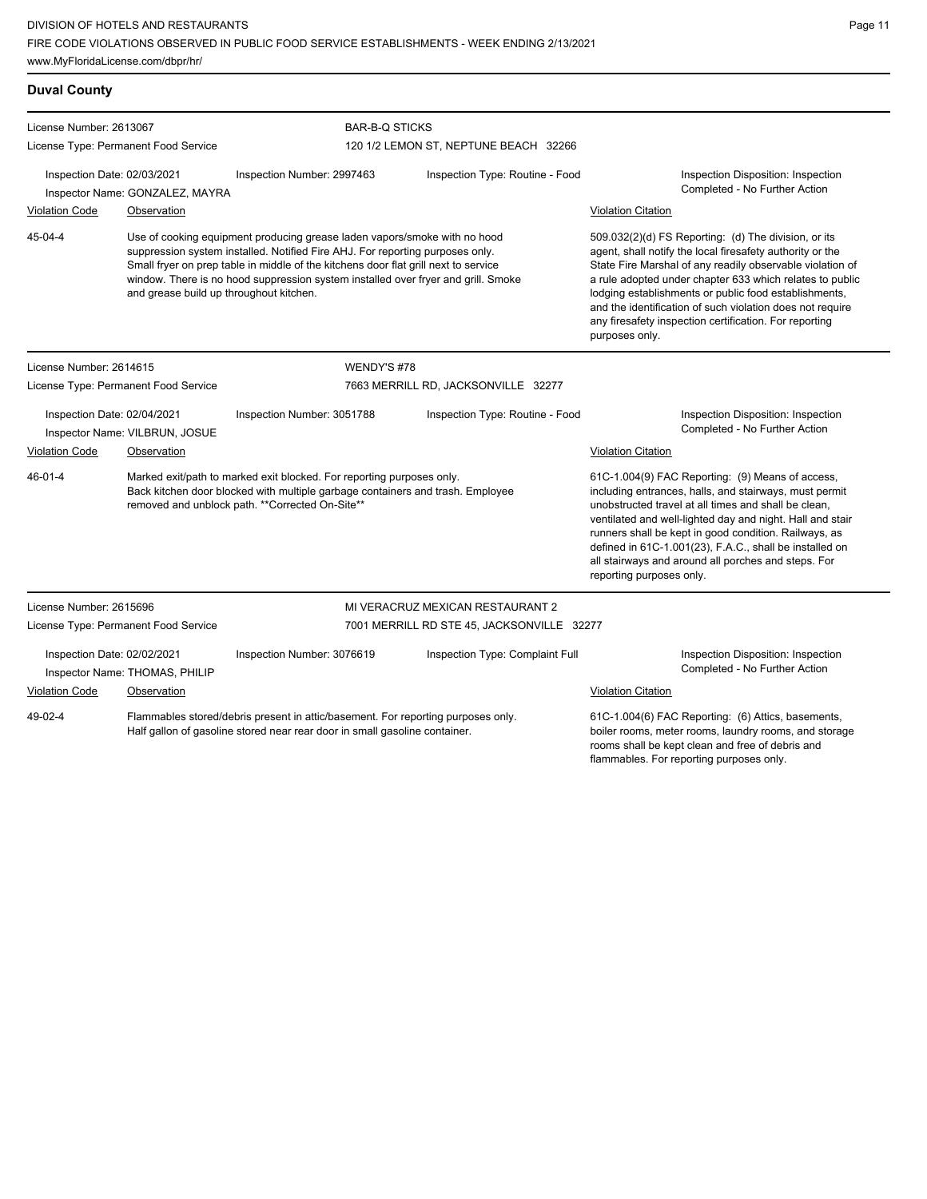## Duval County

**License Number:** 2613067
**License Type:** Permanent Food Service
**BAR-B-Q STICKS**
120 1/2 LEMON ST, NEPTUNE BEACH 32266

**Inspection Date:** 02/03/2021
**Inspection Number:** 2997463
**Inspection Type:** Routine - Food
**Inspector Name:** GONZALEZ, MAYRA
**Inspection Disposition:** Inspection Completed - No Further Action

| Violation Code | Observation | Violation Citation |
|---|---|---|
| 45-04-4 | Use of cooking equipment producing grease laden vapors/smoke with no hood suppression system installed. Notified Fire AHJ. For reporting purposes only. Small fryer on prep table in middle of the kitchens door flat grill next to service window. There is no hood suppression system installed over fryer and grill. Smoke and grease build up throughout kitchen. | 509.032(2)(d) FS Reporting: (d) The division, or its agent, shall notify the local firesafety authority or the State Fire Marshal of any readily observable violation of a rule adopted under chapter 633 which relates to public lodging establishments or public food establishments, and the identification of such violation does not require any firesafety inspection certification. For reporting purposes only. |

**License Number:** 2614615
**License Type:** Permanent Food Service
**WENDY'S #78**
7663 MERRILL RD, JACKSONVILLE 32277

**Inspection Date:** 02/04/2021
**Inspection Number:** 3051788
**Inspection Type:** Routine - Food
**Inspector Name:** VILBRUN, JOSUE
**Inspection Disposition:** Inspection Completed - No Further Action

| Violation Code | Observation | Violation Citation |
|---|---|---|
| 46-01-4 | Marked exit/path to marked exit blocked. For reporting purposes only. Back kitchen door blocked with multiple garbage containers and trash. Employee removed and unblock path. **Corrected On-Site** | 61C-1.004(9) FAC Reporting: (9) Means of access, including entrances, halls, and stairways, must permit unobstructed travel at all times and shall be clean, ventilated and well-lighted day and night. Hall and stair runners shall be kept in good condition. Railways, as defined in 61C-1.001(23), F.A.C., shall be installed on all stairways and around all porches and steps. For reporting purposes only. |

**License Number:** 2615696
**License Type:** Permanent Food Service
**MI VERACRUZ MEXICAN RESTAURANT 2**
7001 MERRILL RD STE 45, JACKSONVILLE 32277

**Inspection Date:** 02/02/2021
**Inspection Number:** 3076619
**Inspection Type:** Complaint Full
**Inspector Name:** THOMAS, PHILIP
**Inspection Disposition:** Inspection Completed - No Further Action

| Violation Code | Observation | Violation Citation |
|---|---|---|
| 49-02-4 | Flammables stored/debris present in attic/basement. For reporting purposes only. Half gallon of gasoline stored near rear door in small gasoline container. | 61C-1.004(6) FAC Reporting: (6) Attics, basements, boiler rooms, meter rooms, laundry rooms, and storage rooms shall be kept clean and free of debris and flammables. For reporting purposes only. |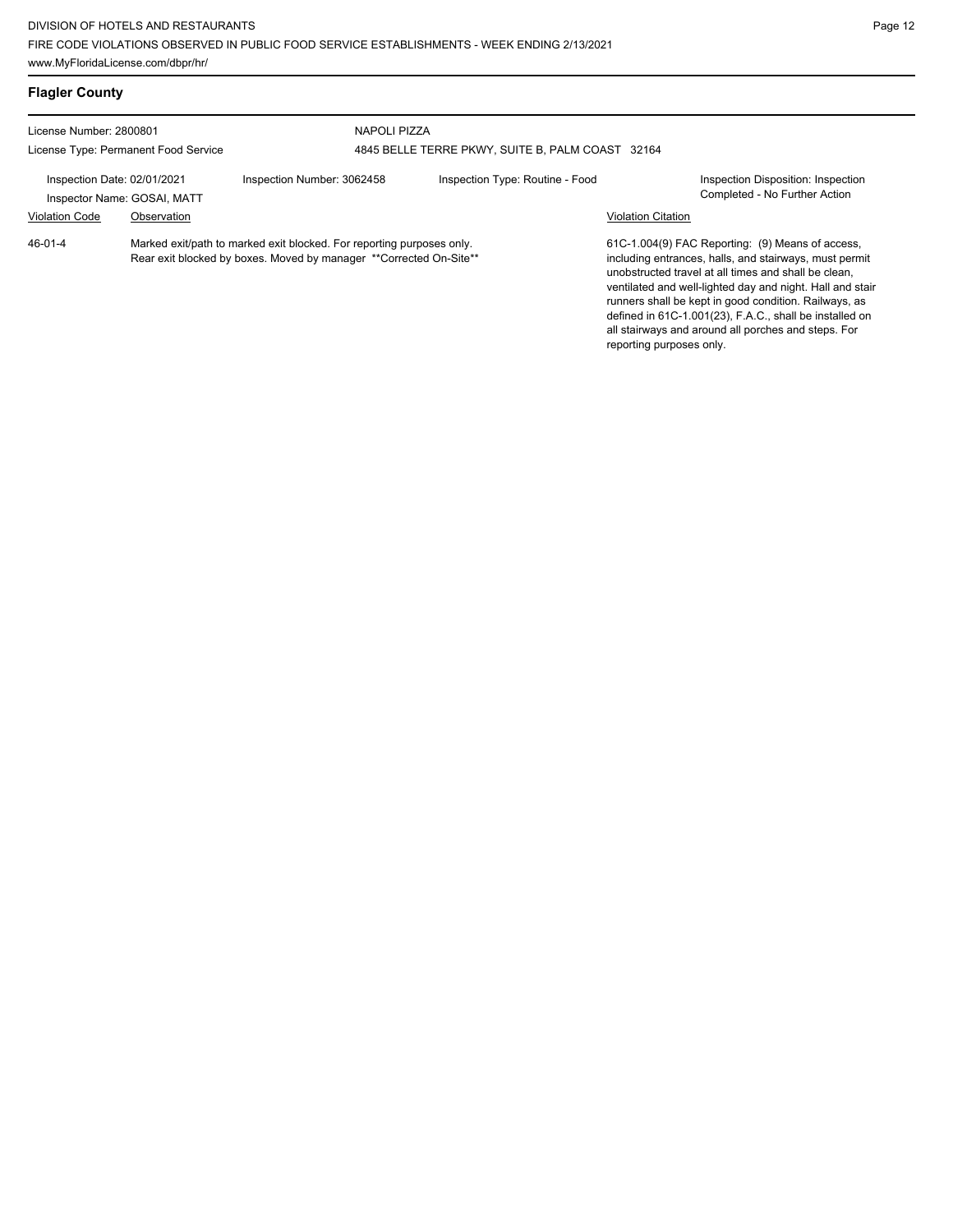## Flagler County

License Number: 2800801
License Type: Permanent Food Service

NAPOLI PIZZA
4845 BELLE TERRE PKWY, SUITE B, PALM COAST 32164

Inspection Date: 02/01/2021
Inspector Name: GOSAI, MATT
Inspection Number: 3062458
Inspection Type: Routine - Food
Inspection Disposition: Inspection Completed - No Further Action

| Violation Code | Observation | Violation Citation |
|---|---|---|
| 46-01-4 | Marked exit/path to marked exit blocked. For reporting purposes only. Rear exit blocked by boxes. Moved by manager **Corrected On-Site** | 61C-1.004(9) FAC Reporting: (9) Means of access, including entrances, halls, and stairways, must permit unobstructed travel at all times and shall be clean, ventilated and well-lighted day and night. Hall and stair runners shall be kept in good condition. Railways, as defined in 61C-1.001(23), F.A.C., shall be installed on all stairways and around all porches and steps. For reporting purposes only. |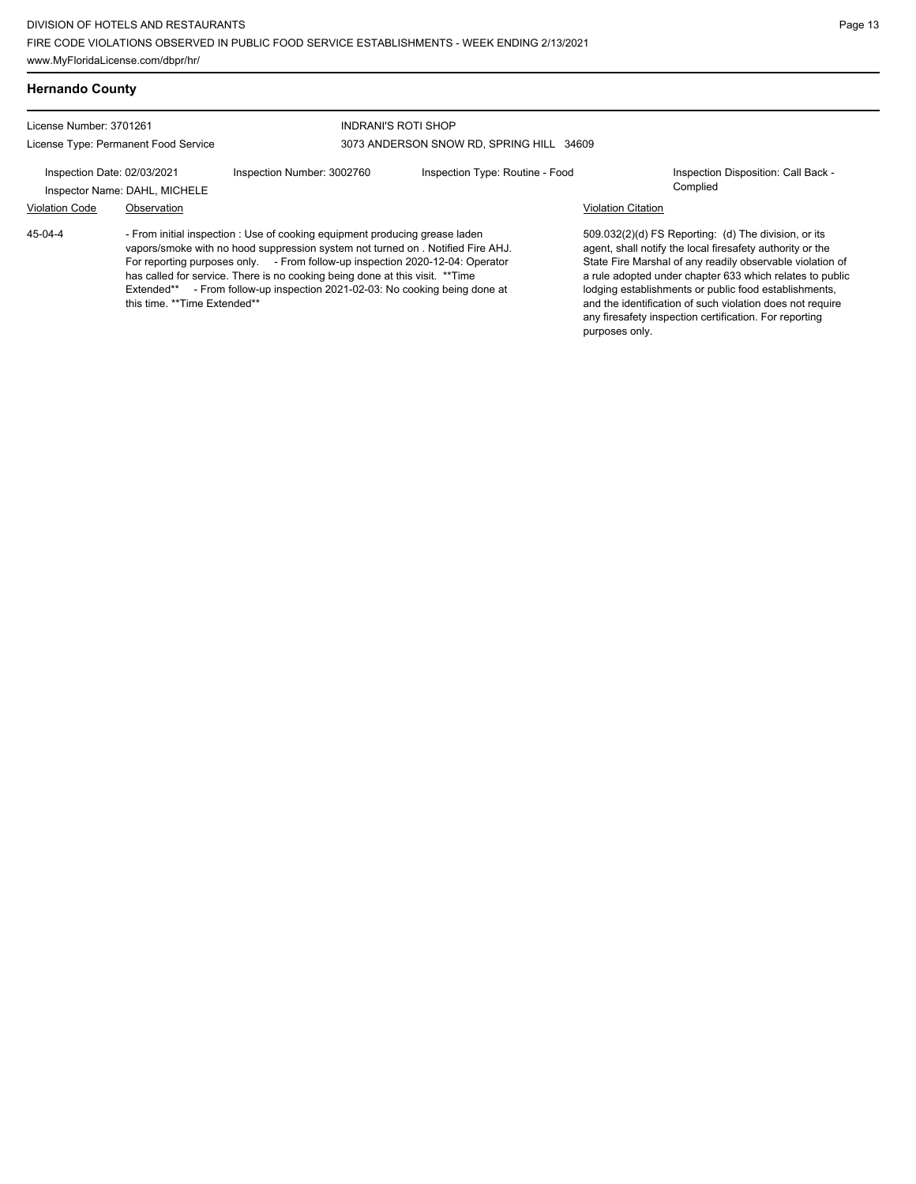## Hernando County

License Number: 3701261

License Type: Permanent Food Service

INDRANI'S ROTI SHOP

3073 ANDERSON SNOW RD, SPRING HILL 34609

Inspection Date: 02/03/2021

Inspection Number: 3002760

Inspection Type: Routine - Food

Inspection Disposition: Call Back - Complied

Inspector Name: DAHL, MICHELE

| Violation Code | Observation | Violation Citation |
| --- | --- | --- |
| 45-04-4 | - From initial inspection : Use of cooking equipment producing grease laden vapors/smoke with no hood suppression system not turned on . Notified Fire AHJ. For reporting purposes only. - From follow-up inspection 2020-12-04: Operator has called for service. There is no cooking being done at this visit. **Time Extended** - From follow-up inspection 2021-02-03: No cooking being done at this time. **Time Extended** | 509.032(2)(d) FS Reporting: (d) The division, or its agent, shall notify the local firesafety authority or the State Fire Marshal of any readily observable violation of a rule adopted under chapter 633 which relates to public lodging establishments or public food establishments, and the identification of such violation does not require any firesafety inspection certification. For reporting purposes only. |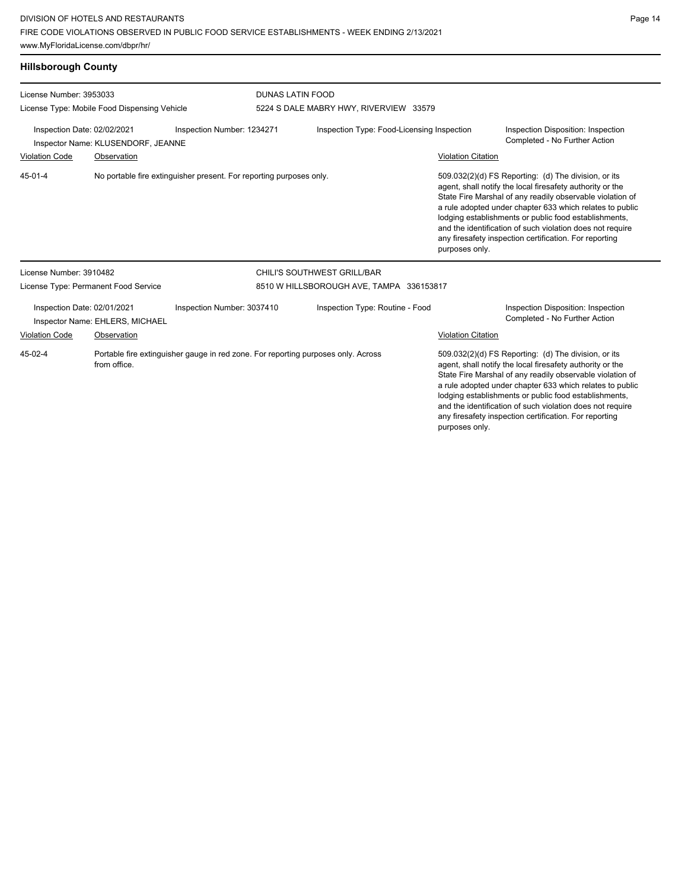## Hillsborough County

**License Number:** 3953033
**License Type:** Mobile Food Dispensing Vehicle

**DUNAS LATIN FOOD**
5224 S DALE MABRY HWY, RIVERVIEW 33579

Inspection Date: 02/02/2021
Inspector Name: KLUSENDORF, JEANNE
Inspection Number: 1234271
Inspection Type: Food-Licensing Inspection
Inspection Disposition: Inspection Completed - No Further Action

| Violation Code | Observation | Violation Citation |
| --- | --- | --- |
| 45-01-4 | No portable fire extinguisher present. For reporting purposes only. | 509.032(2)(d) FS Reporting: (d) The division, or its agent, shall notify the local firesafety authority or the State Fire Marshal of any readily observable violation of a rule adopted under chapter 633 which relates to public lodging establishments or public food establishments, and the identification of such violation does not require any firesafety inspection certification. For reporting purposes only. |

**License Number:** 3910482
**License Type:** Permanent Food Service

**CHILI'S SOUTHWEST GRILL/BAR**
8510 W HILLSBOROUGH AVE, TAMPA 336153817

Inspection Date: 02/01/2021
Inspector Name: EHLERS, MICHAEL
Inspection Number: 3037410
Inspection Type: Routine - Food
Inspection Disposition: Inspection Completed - No Further Action

| Violation Code | Observation | Violation Citation |
| --- | --- | --- |
| 45-02-4 | Portable fire extinguisher gauge in red zone. For reporting purposes only. Across from office. | 509.032(2)(d) FS Reporting: (d) The division, or its agent, shall notify the local firesafety authority or the State Fire Marshal of any readily observable violation of a rule adopted under chapter 633 which relates to public lodging establishments or public food establishments, and the identification of such violation does not require any firesafety inspection certification. For reporting purposes only. |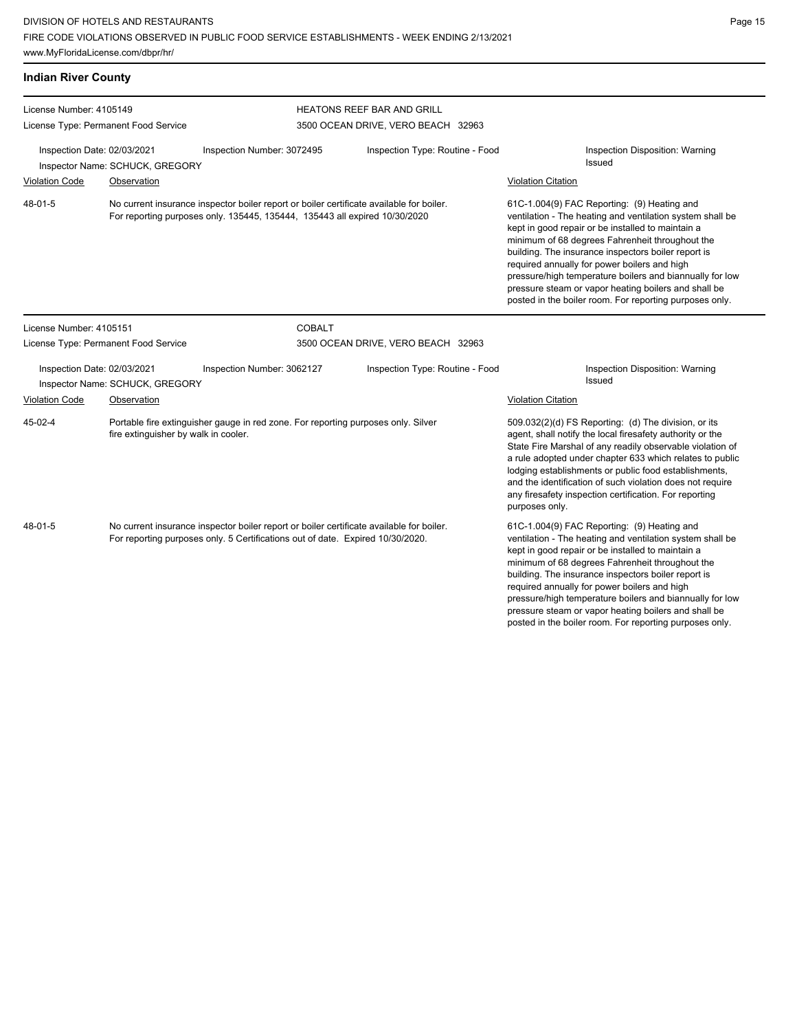## Indian River County

**License Number:** 4105149
**License Type:** Permanent Food Service

**HEATONS REEF BAR AND GRILL**
3500 OCEAN DRIVE, VERO BEACH 32963

**Inspection Date:** 02/03/2021
**Inspection Number:** 3072495
**Inspection Type:** Routine - Food
**Inspection Disposition:** Warning Issued
**Inspector Name:** SCHUCK, GREGORY

| Violation Code | Observation | Violation Citation |
| --- | --- | --- |
| 48-01-5 | No current insurance inspector boiler report or boiler certificate available for boiler. For reporting purposes only. 135445, 135444, 135443 all expired 10/30/2020 | 61C-1.004(9) FAC Reporting: (9) Heating and ventilation - The heating and ventilation system shall be kept in good repair or be installed to maintain a minimum of 68 degrees Fahrenheit throughout the building. The insurance inspectors boiler report is required annually for power boilers and high pressure/high temperature boilers and biannually for low pressure steam or vapor heating boilers and shall be posted in the boiler room. For reporting purposes only. |

**License Number:** 4105151
**License Type:** Permanent Food Service

**COBALT**
3500 OCEAN DRIVE, VERO BEACH 32963

**Inspection Date:** 02/03/2021
**Inspection Number:** 3062127
**Inspection Type:** Routine - Food
**Inspection Disposition:** Warning Issued
**Inspector Name:** SCHUCK, GREGORY

| Violation Code | Observation | Violation Citation |
| --- | --- | --- |
| 45-02-4 | Portable fire extinguisher gauge in red zone. For reporting purposes only. Silver fire extinguisher by walk in cooler. | 509.032(2)(d) FS Reporting: (d) The division, or its agent, shall notify the local firesafety authority or the State Fire Marshal of any readily observable violation of a rule adopted under chapter 633 which relates to public lodging establishments or public food establishments, and the identification of such violation does not require any firesafety inspection certification. For reporting purposes only. |
| 48-01-5 | No current insurance inspector boiler report or boiler certificate available for boiler. For reporting purposes only. 5 Certifications out of date. Expired 10/30/2020. | 61C-1.004(9) FAC Reporting: (9) Heating and ventilation - The heating and ventilation system shall be kept in good repair or be installed to maintain a minimum of 68 degrees Fahrenheit throughout the building. The insurance inspectors boiler report is required annually for power boilers and high pressure/high temperature boilers and biannually for low pressure steam or vapor heating boilers and shall be posted in the boiler room. For reporting purposes only. |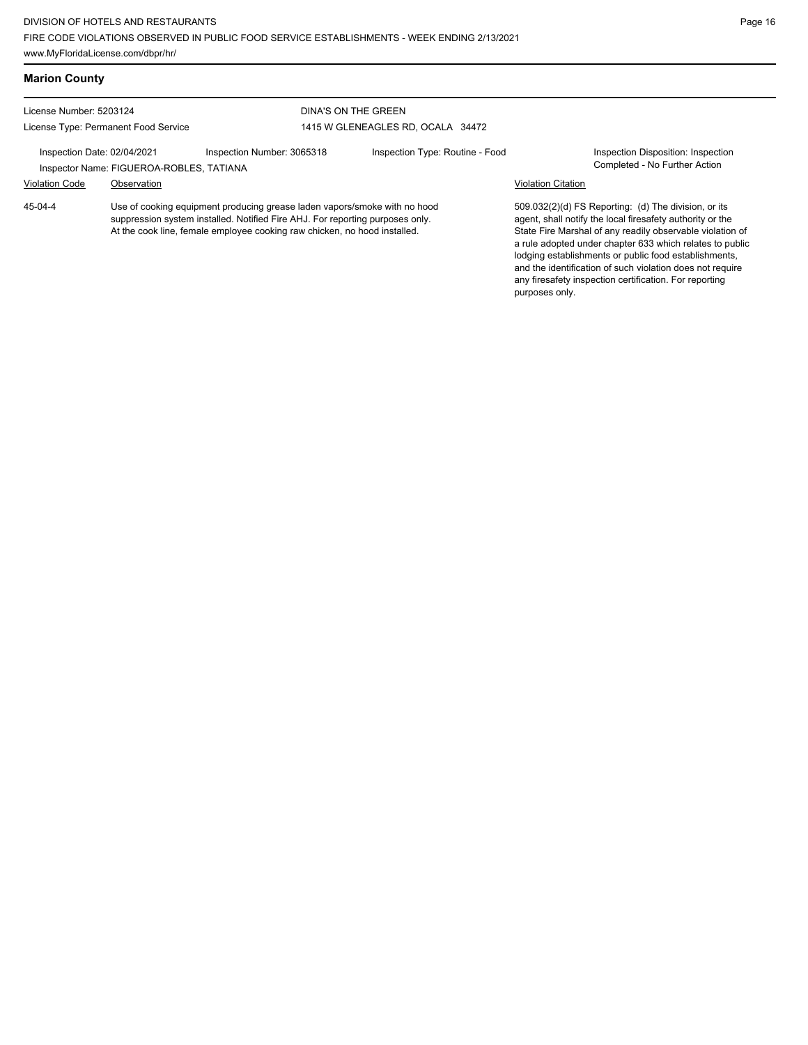## Marion County

License Number: 5203124
License Type: Permanent Food Service

DINA'S ON THE GREEN
1415 W GLENEAGLES RD, OCALA 34472

Inspection Date: 02/04/2021
Inspection Number: 3065318
Inspection Type: Routine - Food
Inspection Disposition: Inspection Completed - No Further Action
Inspector Name: FIGUEROA-ROBLES, TATIANA

| Violation Code | Observation | Violation Citation |
| --- | --- | --- |
| 45-04-4 | Use of cooking equipment producing grease laden vapors/smoke with no hood suppression system installed. Notified Fire AHJ. For reporting purposes only. At the cook line, female employee cooking raw chicken, no hood installed. | 509.032(2)(d) FS Reporting: (d) The division, or its agent, shall notify the local firesafety authority or the State Fire Marshal of any readily observable violation of a rule adopted under chapter 633 which relates to public lodging establishments or public food establishments, and the identification of such violation does not require any firesafety inspection certification. For reporting purposes only. |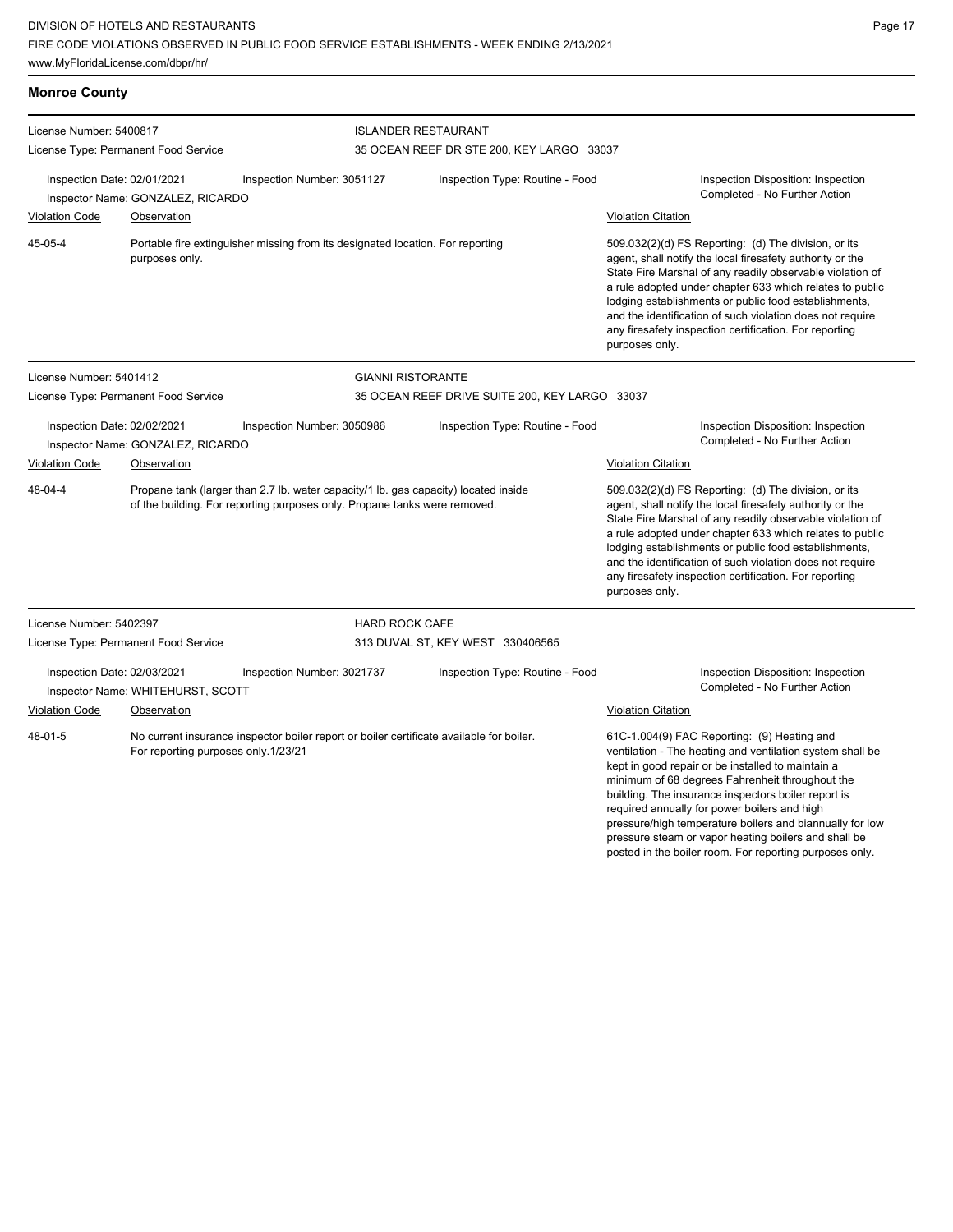## Monroe County

License Number: 5400817
License Type: Permanent Food Service

**ISLANDER RESTAURANT**
35 OCEAN REEF DR STE 200, KEY LARGO 33037

Inspection Date: 02/01/2021 | Inspection Number: 3051127 | Inspection Type: Routine - Food | Inspection Disposition: Inspection Completed - No Further Action
Inspector Name: GONZALEZ, RICARDO

| Violation Code | Observation | Violation Citation |
|---|---|---|
| 45-05-4 | Portable fire extinguisher missing from its designated location. For reporting purposes only. | 509.032(2)(d) FS Reporting: (d) The division, or its agent, shall notify the local firesafety authority or the State Fire Marshal of any readily observable violation of a rule adopted under chapter 633 which relates to public lodging establishments or public food establishments, and the identification of such violation does not require any firesafety inspection certification. For reporting purposes only. |

License Number: 5401412
License Type: Permanent Food Service

**GIANNI RISTORANTE**
35 OCEAN REEF DRIVE SUITE 200, KEY LARGO 33037

Inspection Date: 02/02/2021 | Inspection Number: 3050986 | Inspection Type: Routine - Food | Inspection Disposition: Inspection Completed - No Further Action
Inspector Name: GONZALEZ, RICARDO

| Violation Code | Observation | Violation Citation |
|---|---|---|
| 48-04-4 | Propane tank (larger than 2.7 lb. water capacity/1 lb. gas capacity) located inside of the building. For reporting purposes only. Propane tanks were removed. | 509.032(2)(d) FS Reporting: (d) The division, or its agent, shall notify the local firesafety authority or the State Fire Marshal of any readily observable violation of a rule adopted under chapter 633 which relates to public lodging establishments or public food establishments, and the identification of such violation does not require any firesafety inspection certification. For reporting purposes only. |

License Number: 5402397
License Type: Permanent Food Service

**HARD ROCK CAFE**
313 DUVAL ST, KEY WEST 330406565

Inspection Date: 02/03/2021 | Inspection Number: 3021737 | Inspection Type: Routine - Food | Inspection Disposition: Inspection Completed - No Further Action
Inspector Name: WHITEHURST, SCOTT

| Violation Code | Observation | Violation Citation |
|---|---|---|
| 48-01-5 | No current insurance inspector boiler report or boiler certificate available for boiler. For reporting purposes only.1/23/21 | 61C-1.004(9) FAC Reporting: (9) Heating and ventilation - The heating and ventilation system shall be kept in good repair or be installed to maintain a minimum of 68 degrees Fahrenheit throughout the building. The insurance inspectors boiler report is required annually for power boilers and high pressure/high temperature boilers and biannually for low pressure steam or vapor heating boilers and shall be posted in the boiler room. For reporting purposes only. |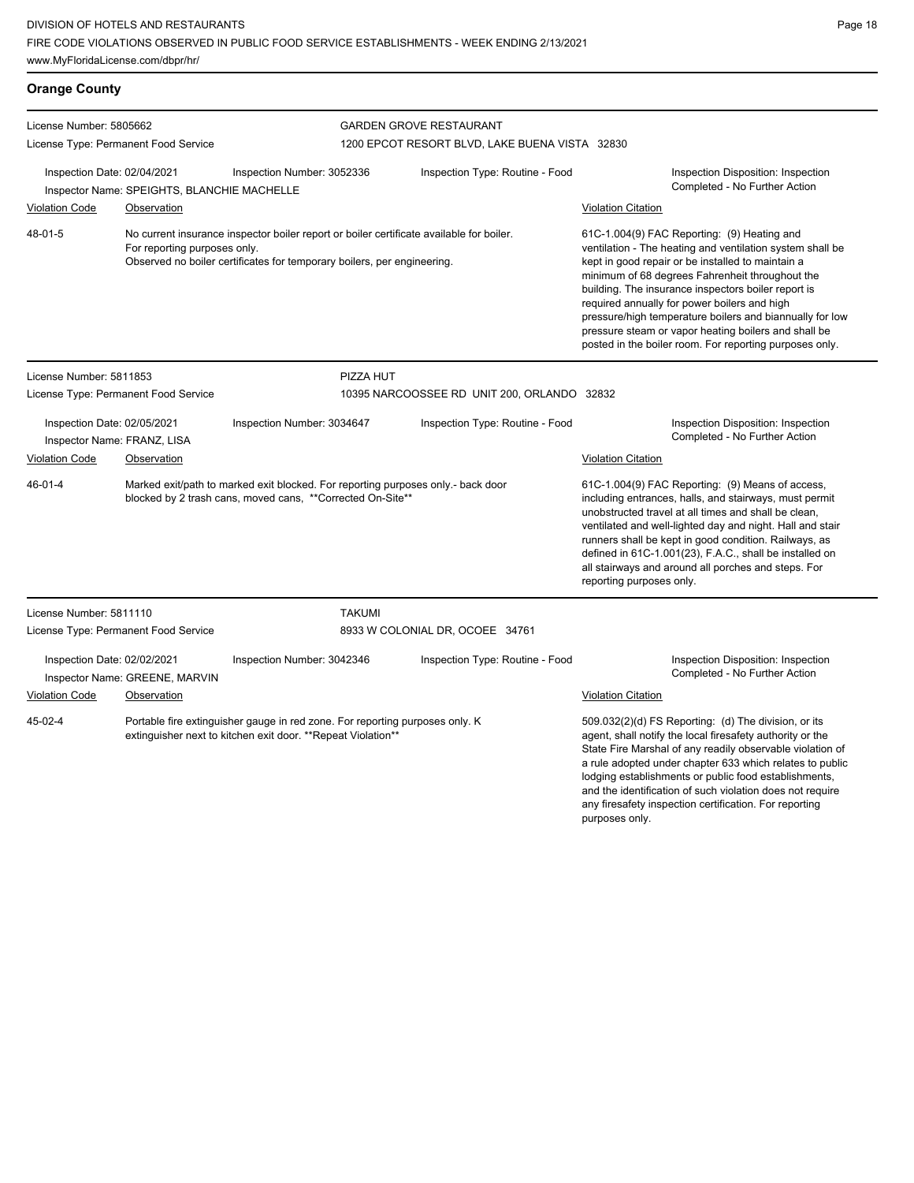## Orange County

**License Number:** 5805662
**License Type:** Permanent Food Service

**GARDEN GROVE RESTAURANT**
1200 EPCOT RESORT BLVD, LAKE BUENA VISTA 32830

**Inspection Date:** 02/04/2021
**Inspection Number:** 3052336
**Inspection Type:** Routine - Food
**Inspection Disposition:** Inspection Completed - No Further Action
**Inspector Name:** SPEIGHTS, BLANCHIE MACHELLE

| Violation Code | Observation | Violation Citation |
|---|---|---|
| 48-01-5 | No current insurance inspector boiler report or boiler certificate available for boiler. For reporting purposes only. Observed no boiler certificates for temporary boilers, per engineering. | 61C-1.004(9) FAC Reporting: (9) Heating and ventilation - The heating and ventilation system shall be kept in good repair or be installed to maintain a minimum of 68 degrees Fahrenheit throughout the building. The insurance inspectors boiler report is required annually for power boilers and high pressure/high temperature boilers and biannually for low pressure steam or vapor heating boilers and shall be posted in the boiler room. For reporting purposes only. |

---

**License Number:** 5811853
**License Type:** Permanent Food Service

**PIZZA HUT**
10395 NARCOOSSEE RD UNIT 200, ORLANDO 32832

**Inspection Date:** 02/05/2021
**Inspection Number:** 3034647
**Inspection Type:** Routine - Food
**Inspection Disposition:** Inspection Completed - No Further Action
**Inspector Name:** FRANZ, LISA

| Violation Code | Observation | Violation Citation |
|---|---|---|
| 46-01-4 | Marked exit/path to marked exit blocked. For reporting purposes only.- back door blocked by 2 trash cans, moved cans, **Corrected On-Site** | 61C-1.004(9) FAC Reporting: (9) Means of access, including entrances, halls, and stairways, must permit unobstructed travel at all times and shall be clean, ventilated and well-lighted day and night. Hall and stair runners shall be kept in good condition. Railways, as defined in 61C-1.001(23), F.A.C., shall be installed on all stairways and around all porches and steps. For reporting purposes only. |

---

**License Number:** 5811110
**License Type:** Permanent Food Service

**TAKUMI**
8933 W COLONIAL DR, OCOEE 34761

**Inspection Date:** 02/02/2021
**Inspection Number:** 3042346
**Inspection Type:** Routine - Food
**Inspection Disposition:** Inspection Completed - No Further Action
**Inspector Name:** GREENE, MARVIN

| Violation Code | Observation | Violation Citation |
|---|---|---|
| 45-02-4 | Portable fire extinguisher gauge in red zone. For reporting purposes only. K extinguisher next to kitchen exit door. **Repeat Violation** | 509.032(2)(d) FS Reporting: (d) The division, or its agent, shall notify the local firesafety authority or the State Fire Marshal of any readily observable violation of a rule adopted under chapter 633 which relates to public lodging establishments or public food establishments, and the identification of such violation does not require any firesafety inspection certification. For reporting purposes only. |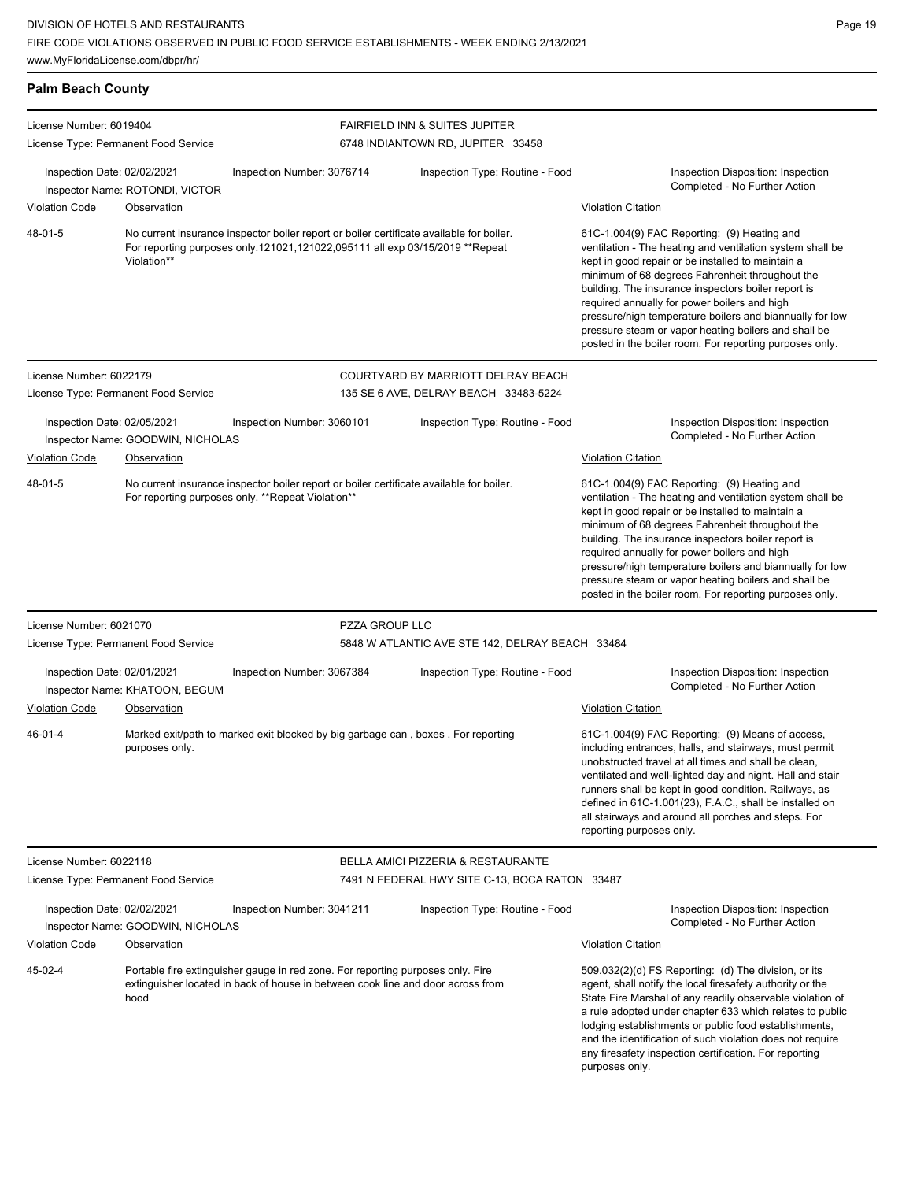## Palm Beach County

**License Number:** 6019404
**License Type:** Permanent Food Service
**FAIRFIELD INN & SUITES JUPITER**
6748 INDIANTOWN RD, JUPITER 33458

**Inspection Date:** 02/02/2021
**Inspection Number:** 3076714
**Inspection Type:** Routine - Food
**Inspector Name:** ROTONDI, VICTOR
**Inspection Disposition:** Inspection Completed - No Further Action

| Violation Code | Observation | Violation Citation |
|---|---|---|
| 48-01-5 | No current insurance inspector boiler report or boiler certificate available for boiler. For reporting purposes only.121021,121022,095111 all exp 03/15/2019 **Repeat Violation** | 61C-1.004(9) FAC Reporting: (9) Heating and ventilation - The heating and ventilation system shall be kept in good repair or be installed to maintain a minimum of 68 degrees Fahrenheit throughout the building. The insurance inspectors boiler report is required annually for power boilers and high pressure/high temperature boilers and biannually for low pressure steam or vapor heating boilers and shall be posted in the boiler room. For reporting purposes only. |

**License Number:** 6022179
**License Type:** Permanent Food Service
**COURTYARD BY MARRIOTT DELRAY BEACH**
135 SE 6 AVE, DELRAY BEACH 33483-5224

**Inspection Date:** 02/05/2021
**Inspection Number:** 3060101
**Inspection Type:** Routine - Food
**Inspector Name:** GOODWIN, NICHOLAS
**Inspection Disposition:** Inspection Completed - No Further Action

| Violation Code | Observation | Violation Citation |
|---|---|---|
| 48-01-5 | No current insurance inspector boiler report or boiler certificate available for boiler. For reporting purposes only. **Repeat Violation** | 61C-1.004(9) FAC Reporting: (9) Heating and ventilation - The heating and ventilation system shall be kept in good repair or be installed to maintain a minimum of 68 degrees Fahrenheit throughout the building. The insurance inspectors boiler report is required annually for power boilers and high pressure/high temperature boilers and biannually for low pressure steam or vapor heating boilers and shall be posted in the boiler room. For reporting purposes only. |

**License Number:** 6021070
**License Type:** Permanent Food Service
**PZZA GROUP LLC**
5848 W ATLANTIC AVE STE 142, DELRAY BEACH 33484

**Inspection Date:** 02/01/2021
**Inspection Number:** 3067384
**Inspection Type:** Routine - Food
**Inspector Name:** KHATOON, BEGUM
**Inspection Disposition:** Inspection Completed - No Further Action

| Violation Code | Observation | Violation Citation |
|---|---|---|
| 46-01-4 | Marked exit/path to marked exit blocked by big garbage can , boxes . For reporting purposes only. | 61C-1.004(9) FAC Reporting: (9) Means of access, including entrances, halls, and stairways, must permit unobstructed travel at all times and shall be clean, ventilated and well-lighted day and night. Hall and stair runners shall be kept in good condition. Railways, as defined in 61C-1.001(23), F.A.C., shall be installed on all stairways and around all porches and steps. For reporting purposes only. |

**License Number:** 6022118
**License Type:** Permanent Food Service
**BELLA AMICI PIZZERIA & RESTAURANTE**
7491 N FEDERAL HWY SITE C-13, BOCA RATON 33487

**Inspection Date:** 02/02/2021
**Inspection Number:** 3041211
**Inspection Type:** Routine - Food
**Inspector Name:** GOODWIN, NICHOLAS
**Inspection Disposition:** Inspection Completed - No Further Action

| Violation Code | Observation | Violation Citation |
|---|---|---|
| 45-02-4 | Portable fire extinguisher gauge in red zone. For reporting purposes only. Fire extinguisher located in back of house in between cook line and door across from hood | 509.032(2)(d) FS Reporting: (d) The division, or its agent, shall notify the local firesafety authority or the State Fire Marshal of any readily observable violation of a rule adopted under chapter 633 which relates to public lodging establishments or public food establishments, and the identification of such violation does not require any firesafety inspection certification. For reporting purposes only. |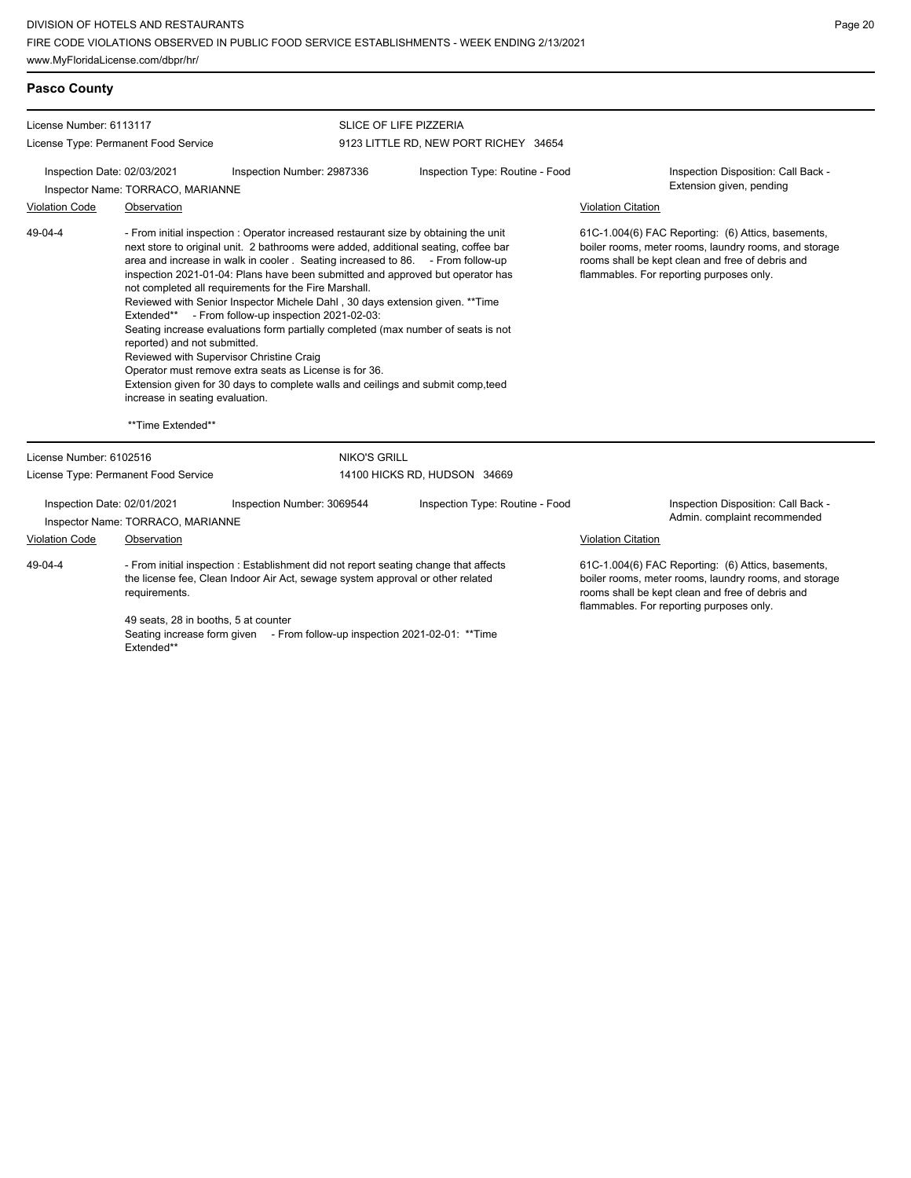## Pasco County

**License Number:** 6113117
**License Type:** Permanent Food Service

**SLICE OF LIFE PIZZERIA**
9123 LITTLE RD, NEW PORT RICHEY 34654

**Inspection Date:** 02/03/2021 **Inspection Number:** 2987336 **Inspection Type:** Routine - Food
**Inspector Name:** TORRACO, MARIANNE
**Inspection Disposition:** Call Back - Extension given, pending

| Violation Code | Observation | Violation Citation |
|---|---|---|
| 49-04-4 | - From initial inspection : Operator increased restaurant size by obtaining the unit next store to original unit. 2 bathrooms were added, additional seating, coffee bar area and increase in walk in cooler . Seating increased to 86. - From follow-up inspection 2021-01-04: Plans have been submitted and approved but operator has not completed all requirements for the Fire Marshall. Reviewed with Senior Inspector Michele Dahl , 30 days extension given. **Time Extended** - From follow-up inspection 2021-02-03: Seating increase evaluations form partially completed (max number of seats is not reported) and not submitted. Reviewed with Supervisor Christine Craig Operator must remove extra seats as License is for 36. Extension given for 30 days to complete walls and ceilings and submit comp,teed increase in seating evaluation. **Time Extended** | 61C-1.004(6) FAC Reporting: (6) Attics, basements, boiler rooms, meter rooms, laundry rooms, and storage rooms shall be kept clean and free of debris and flammables. For reporting purposes only. |

**License Number:** 6102516
**License Type:** Permanent Food Service

**NIKO'S GRILL**
14100 HICKS RD, HUDSON 34669

**Inspection Date:** 02/01/2021 **Inspection Number:** 3069544 **Inspection Type:** Routine - Food
**Inspector Name:** TORRACO, MARIANNE
**Inspection Disposition:** Call Back - Admin. complaint recommended

| Violation Code | Observation | Violation Citation |
|---|---|---|
| 49-04-4 | - From initial inspection : Establishment did not report seating change that affects the license fee, Clean Indoor Air Act, sewage system approval or other related requirements. 49 seats, 28 in booths, 5 at counter Seating increase form given - From follow-up inspection 2021-02-01: **Time Extended** | 61C-1.004(6) FAC Reporting: (6) Attics, basements, boiler rooms, meter rooms, laundry rooms, and storage rooms shall be kept clean and free of debris and flammables. For reporting purposes only. |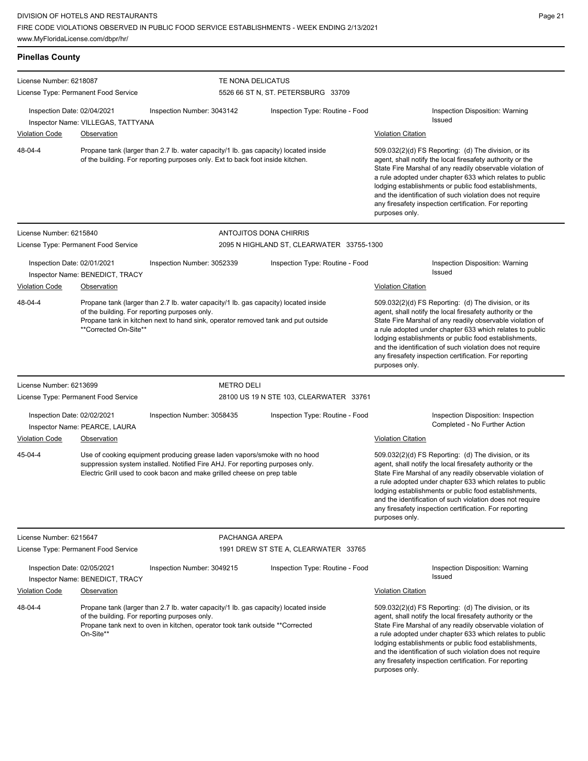## Pinellas County

**License Number:** 6218087
**License Type:** Permanent Food Service

**TE NONA DELICATUS**
5526 66 ST N, ST. PETERSBURG 33709

Inspection Date: 02/04/2021
Inspection Number: 3043142
Inspection Type: Routine - Food
Inspection Disposition: Warning Issued
Inspector Name: VILLEGAS, TATTYANA

| Violation Code | Observation | Violation Citation |
|---|---|---|
| 48-04-4 | Propane tank (larger than 2.7 lb. water capacity/1 lb. gas capacity) located inside of the building. For reporting purposes only. Ext to back foot inside kitchen. | 509.032(2)(d) FS Reporting: (d) The division, or its agent, shall notify the local firesafety authority or the State Fire Marshal of any readily observable violation of a rule adopted under chapter 633 which relates to public lodging establishments or public food establishments, and the identification of such violation does not require any firesafety inspection certification. For reporting purposes only. |

---

**License Number:** 6215840
**License Type:** Permanent Food Service

**ANTOJITOS DONA CHIRRIS**
2095 N HIGHLAND ST, CLEARWATER 33755-1300

Inspection Date: 02/01/2021
Inspection Number: 3052339
Inspection Type: Routine - Food
Inspection Disposition: Warning Issued
Inspector Name: BENEDICT, TRACY

| Violation Code | Observation | Violation Citation |
|---|---|---|
| 48-04-4 | Propane tank (larger than 2.7 lb. water capacity/1 lb. gas capacity) located inside of the building. For reporting purposes only. Propane tank in kitchen next to hand sink, operator removed tank and put outside **Corrected On-Site** | 509.032(2)(d) FS Reporting: (d) The division, or its agent, shall notify the local firesafety authority or the State Fire Marshal of any readily observable violation of a rule adopted under chapter 633 which relates to public lodging establishments or public food establishments, and the identification of such violation does not require any firesafety inspection certification. For reporting purposes only. |

---

**License Number:** 6213699
**License Type:** Permanent Food Service

**METRO DELI**
28100 US 19 N STE 103, CLEARWATER 33761

Inspection Date: 02/02/2021
Inspection Number: 3058435
Inspection Type: Routine - Food
Inspection Disposition: Inspection Completed - No Further Action
Inspector Name: PEARCE, LAURA

| Violation Code | Observation | Violation Citation |
|---|---|---|
| 45-04-4 | Use of cooking equipment producing grease laden vapors/smoke with no hood suppression system installed. Notified Fire AHJ. For reporting purposes only. Electric Grill used to cook bacon and make grilled cheese on prep table | 509.032(2)(d) FS Reporting: (d) The division, or its agent, shall notify the local firesafety authority or the State Fire Marshal of any readily observable violation of a rule adopted under chapter 633 which relates to public lodging establishments or public food establishments, and the identification of such violation does not require any firesafety inspection certification. For reporting purposes only. |

---

**License Number:** 6215647
**License Type:** Permanent Food Service

**PACHANGA AREPA**
1991 DREW ST STE A, CLEARWATER 33765

Inspection Date: 02/05/2021
Inspection Number: 3049215
Inspection Type: Routine - Food
Inspection Disposition: Warning Issued
Inspector Name: BENEDICT, TRACY

| Violation Code | Observation | Violation Citation |
|---|---|---|
| 48-04-4 | Propane tank (larger than 2.7 lb. water capacity/1 lb. gas capacity) located inside of the building. For reporting purposes only. Propane tank next to oven in kitchen, operator took tank outside **Corrected On-Site** | 509.032(2)(d) FS Reporting: (d) The division, or its agent, shall notify the local firesafety authority or the State Fire Marshal of any readily observable violation of a rule adopted under chapter 633 which relates to public lodging establishments or public food establishments, and the identification of such violation does not require any firesafety inspection certification. For reporting purposes only. |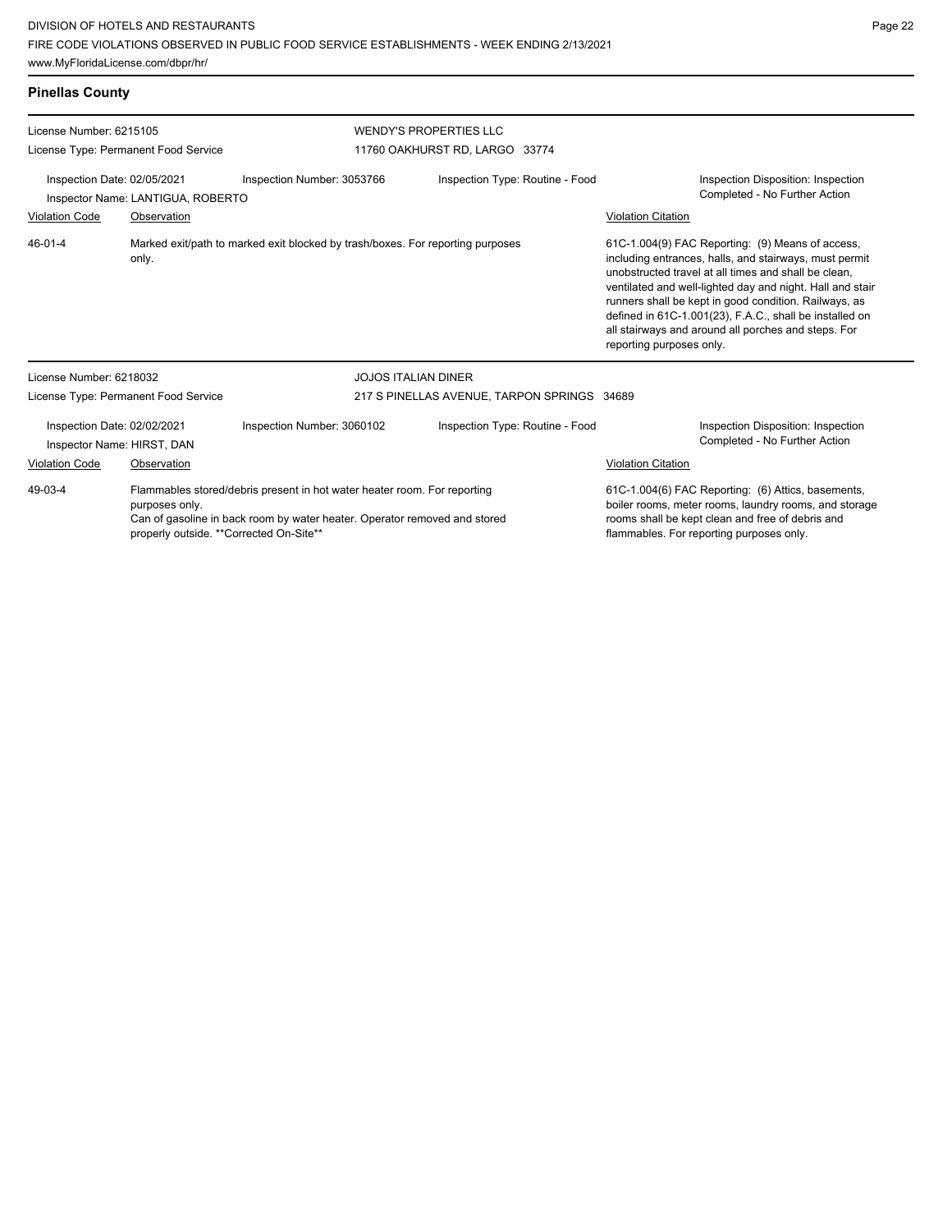## Pinellas County

**License Number:** 6215105
**License Type:** Permanent Food Service

**WENDY'S PROPERTIES LLC**
11760 OAKHURST RD, LARGO 33774

**Inspection Date:** 02/05/2021
**Inspection Number:** 3053766
**Inspection Type:** Routine - Food
**Inspection Disposition:** Inspection Completed - No Further Action
**Inspector Name:** LANTIGUA, ROBERTO

| Violation Code | Observation | Violation Citation |
| --- | --- | --- |
| 46-01-4 | Marked exit/path to marked exit blocked by trash/boxes. For reporting purposes only. | 61C-1.004(9) FAC Reporting: (9) Means of access, including entrances, halls, and stairways, must permit unobstructed travel at all times and shall be clean, ventilated and well-lighted day and night. Hall and stair runners shall be kept in good condition. Railways, as defined in 61C-1.001(23), F.A.C., shall be installed on all stairways and around all porches and steps. For reporting purposes only. |

**License Number:** 6218032
**License Type:** Permanent Food Service

**JOJOS ITALIAN DINER**
217 S PINELLAS AVENUE, TARPON SPRINGS 34689

**Inspection Date:** 02/02/2021
**Inspection Number:** 3060102
**Inspection Type:** Routine - Food
**Inspection Disposition:** Inspection Completed - No Further Action
**Inspector Name:** HIRST, DAN

| Violation Code | Observation | Violation Citation |
| --- | --- | --- |
| 49-03-4 | Flammables stored/debris present in hot water heater room. For reporting purposes only.<br>Can of gasoline in back room by water heater. Operator removed and stored properly outside. **Corrected On-Site** | 61C-1.004(6) FAC Reporting: (6) Attics, basements, boiler rooms, meter rooms, laundry rooms, and storage rooms shall be kept clean and free of debris and flammables. For reporting purposes only. |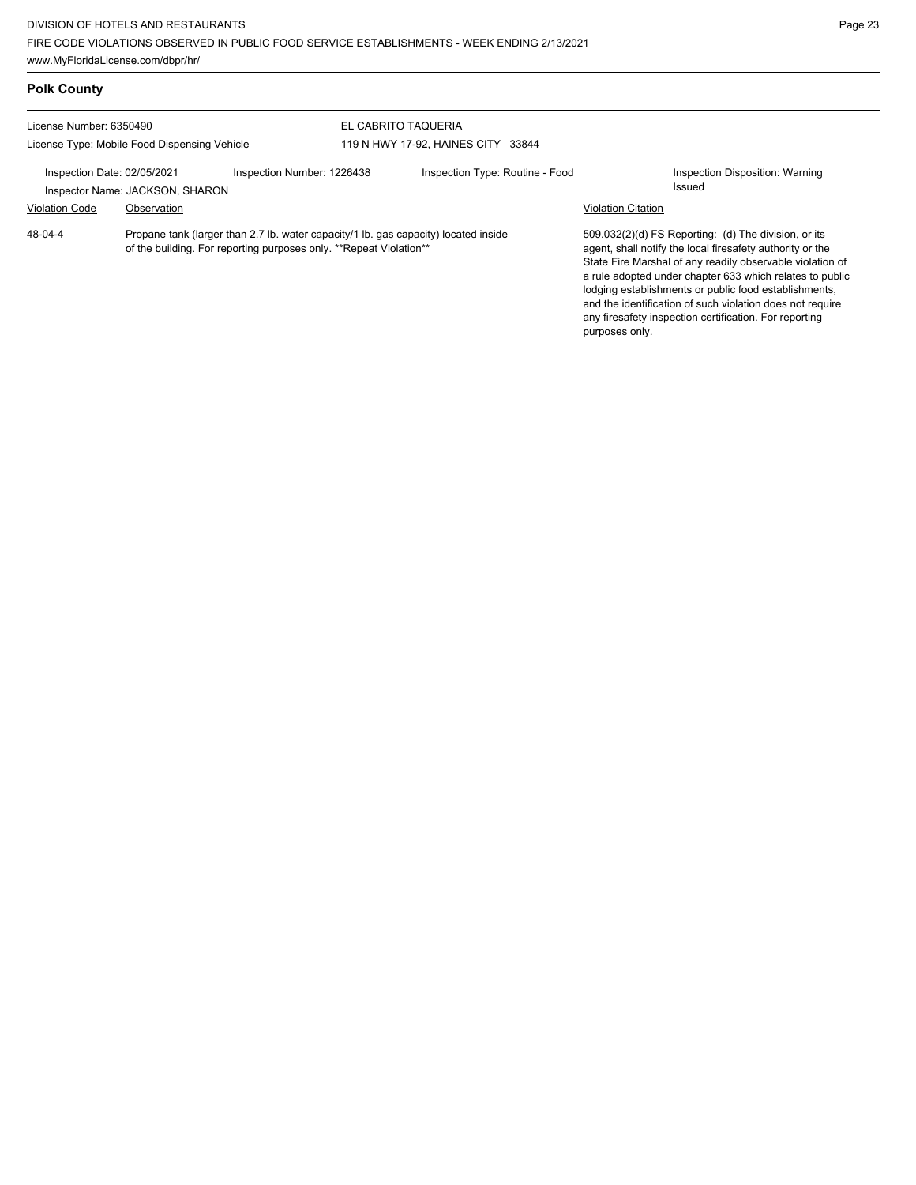## Polk County

License Number: 6350490

License Type: Mobile Food Dispensing Vehicle

EL CABRITO TAQUERIA

119 N HWY 17-92, HAINES CITY 33844

Inspection Date: 02/05/2021

Inspector Name: JACKSON, SHARON

Inspection Number: 1226438

Inspection Type: Routine - Food

Inspection Disposition: Warning Issued

| Violation Code | Observation | Violation Citation |
|---|---|---|
| 48-04-4 | Propane tank (larger than 2.7 lb. water capacity/1 lb. gas capacity) located inside of the building. For reporting purposes only. **Repeat Violation** | 509.032(2)(d) FS Reporting: (d) The division, or its agent, shall notify the local firesafety authority or the State Fire Marshal of any readily observable violation of a rule adopted under chapter 633 which relates to public lodging establishments or public food establishments, and the identification of such violation does not require any firesafety inspection certification. For reporting purposes only. |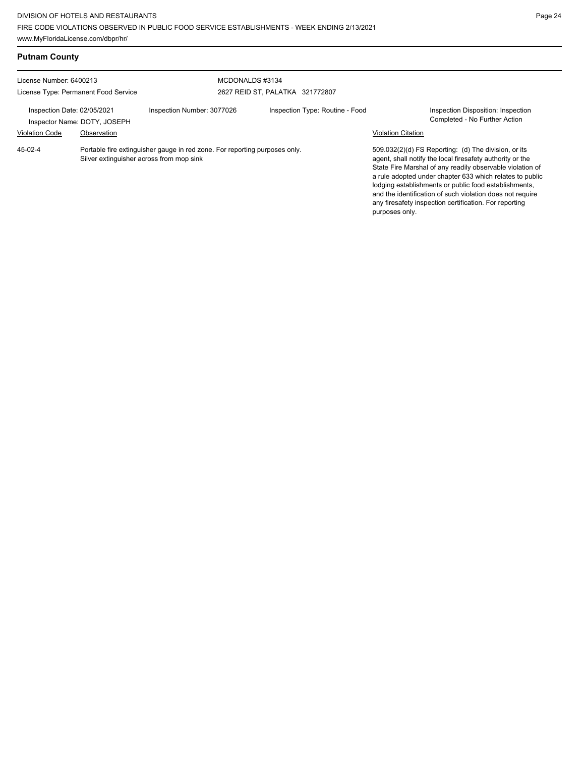## Putnam County

License Number: 6400213
License Type: Permanent Food Service

MCDONALDS #3134
2627 REID ST, PALATKA 321772807

Inspection Date: 02/05/2021
Inspector Name: DOTY, JOSEPH

Inspection Number: 3077026

Inspection Type: Routine - Food

Inspection Disposition: Inspection Completed - No Further Action

| Violation Code | Observation | Violation Citation |
| --- | --- | --- |
| 45-02-4 | Portable fire extinguisher gauge in red zone. For reporting purposes only. Silver extinguisher across from mop sink | 509.032(2)(d) FS Reporting: (d) The division, or its agent, shall notify the local firesafety authority or the State Fire Marshal of any readily observable violation of a rule adopted under chapter 633 which relates to public lodging establishments or public food establishments, and the identification of such violation does not require any firesafety inspection certification. For reporting purposes only. |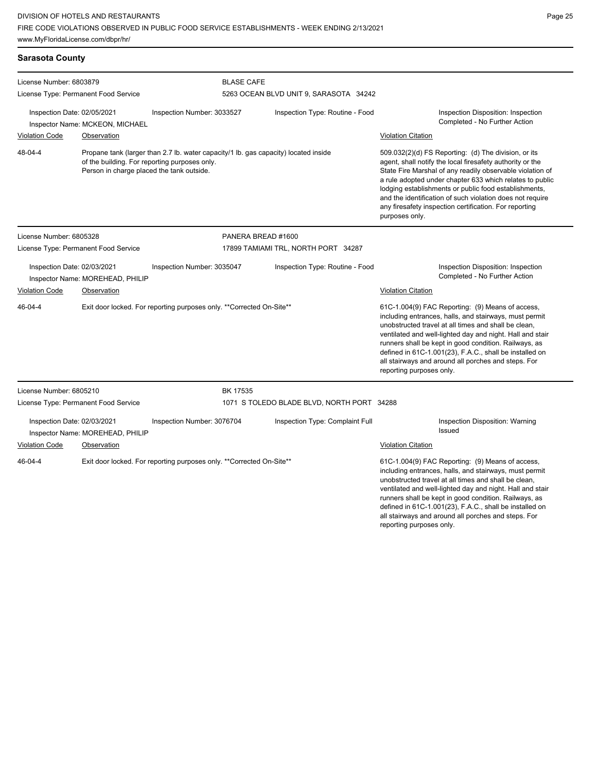## Sarasota County

License Number: 6803879
License Type: Permanent Food Service

**BLASE CAFE**
5263 OCEAN BLVD UNIT 9, SARASOTA 34242

Inspection Date: 02/05/2021
Inspector Name: MCKEON, MICHAEL
Inspection Number: 3033527
Inspection Type: Routine - Food
Inspection Disposition: Inspection Completed - No Further Action

| Violation Code | Observation | Violation Citation |
| --- | --- | --- |
| 48-04-4 | Propane tank (larger than 2.7 lb. water capacity/1 lb. gas capacity) located inside of the building. For reporting purposes only. Person in charge placed the tank outside. | 509.032(2)(d) FS Reporting: (d) The division, or its agent, shall notify the local firesafety authority or the State Fire Marshal of any readily observable violation of a rule adopted under chapter 633 which relates to public lodging establishments or public food establishments, and the identification of such violation does not require any firesafety inspection certification. For reporting purposes only. |

License Number: 6805328
License Type: Permanent Food Service

**PANERA BREAD #1600**
17899 TAMIAMI TRL, NORTH PORT 34287

Inspection Date: 02/03/2021
Inspector Name: MOREHEAD, PHILIP
Inspection Number: 3035047
Inspection Type: Routine - Food
Inspection Disposition: Inspection Completed - No Further Action

| Violation Code | Observation | Violation Citation |
| --- | --- | --- |
| 46-04-4 | Exit door locked. For reporting purposes only. **Corrected On-Site** | 61C-1.004(9) FAC Reporting: (9) Means of access, including entrances, halls, and stairways, must permit unobstructed travel at all times and shall be clean, ventilated and well-lighted day and night. Hall and stair runners shall be kept in good condition. Railways, as defined in 61C-1.001(23), F.A.C., shall be installed on all stairways and around all porches and steps. For reporting purposes only. |

License Number: 6805210
License Type: Permanent Food Service

**BK 17535**
1071 S TOLEDO BLADE BLVD, NORTH PORT 34288

Inspection Date: 02/03/2021
Inspector Name: MOREHEAD, PHILIP
Inspection Number: 3076704
Inspection Type: Complaint Full
Inspection Disposition: Warning Issued

| Violation Code | Observation | Violation Citation |
| --- | --- | --- |
| 46-04-4 | Exit door locked. For reporting purposes only. **Corrected On-Site** | 61C-1.004(9) FAC Reporting: (9) Means of access, including entrances, halls, and stairways, must permit unobstructed travel at all times and shall be clean, ventilated and well-lighted day and night. Hall and stair runners shall be kept in good condition. Railways, as defined in 61C-1.001(23), F.A.C., shall be installed on all stairways and around all porches and steps. For reporting purposes only. |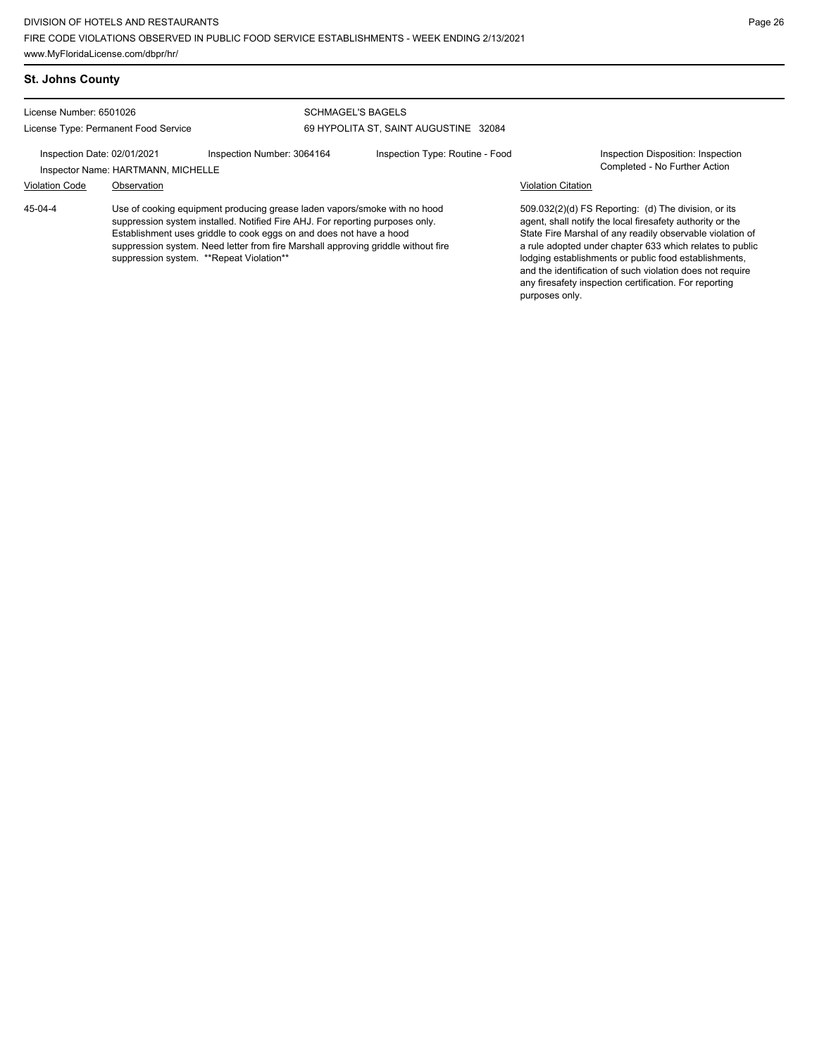## St. Johns County

License Number: 6501026
License Type: Permanent Food Service

SCHMAGEL'S BAGELS
69 HYPOLITA ST, SAINT AUGUSTINE 32084

Inspection Date: 02/01/2021
Inspection Number: 3064164
Inspection Type: Routine - Food
Inspection Disposition: Inspection Completed - No Further Action
Inspector Name: HARTMANN, MICHELLE

| Violation Code | Observation | Violation Citation |
|---|---|---|
| 45-04-4 | Use of cooking equipment producing grease laden vapors/smoke with no hood suppression system installed. Notified Fire AHJ. For reporting purposes only. Establishment uses griddle to cook eggs on and does not have a hood suppression system. Need letter from fire Marshall approving griddle without fire suppression system. **Repeat Violation** | 509.032(2)(d) FS Reporting: (d) The division, or its agent, shall notify the local firesafety authority or the State Fire Marshal of any readily observable violation of a rule adopted under chapter 633 which relates to public lodging establishments or public food establishments, and the identification of such violation does not require any firesafety inspection certification. For reporting purposes only. |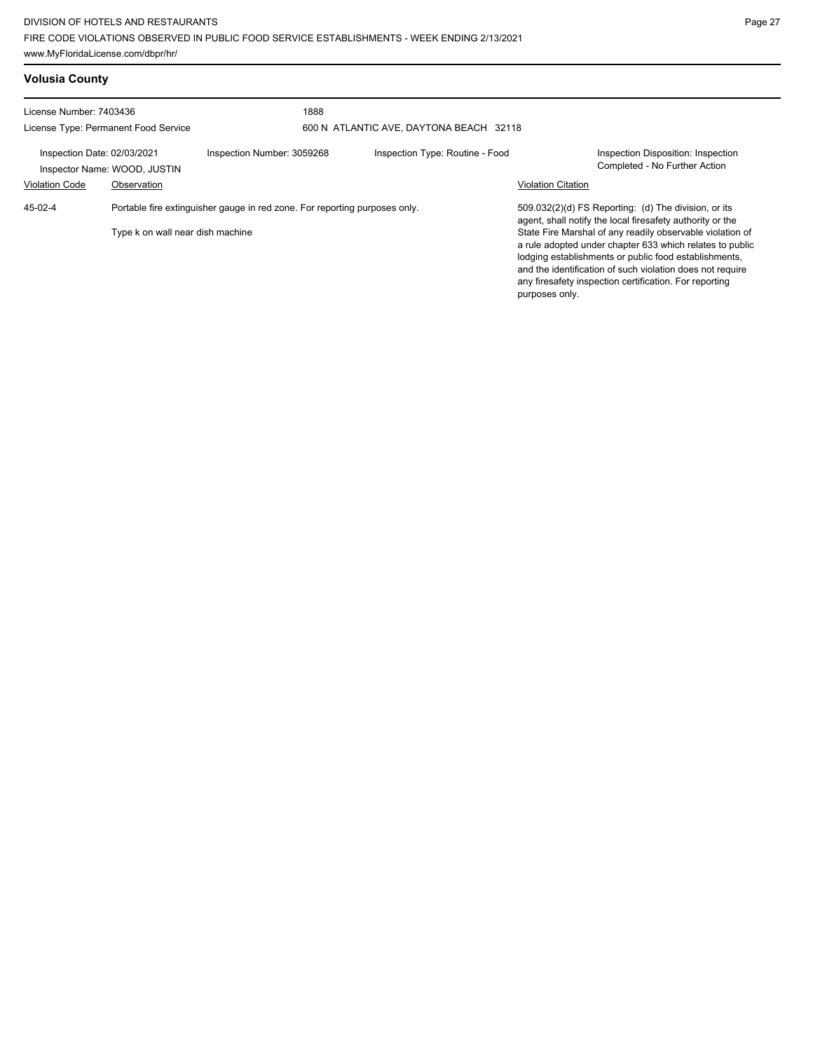## Volusia County

License Number: 7403436

License Type: Permanent Food Service

1888

600 N ATLANTIC AVE, DAYTONA BEACH 32118

Inspection Date: 02/03/2021

Inspector Name: WOOD, JUSTIN

Inspection Number: 3059268

Inspection Type: Routine - Food

Inspection Disposition: Inspection Completed - No Further Action

| Violation Code | Observation | Violation Citation |
| --- | --- | --- |
| 45-02-4 | Portable fire extinguisher gauge in red zone. For reporting purposes only.<br><br>Type k on wall near dish machine | 509.032(2)(d) FS Reporting: (d) The division, or its agent, shall notify the local firesafety authority or the State Fire Marshal of any readily observable violation of a rule adopted under chapter 633 which relates to public lodging establishments or public food establishments, and the identification of such violation does not require any firesafety inspection certification. For reporting purposes only. |